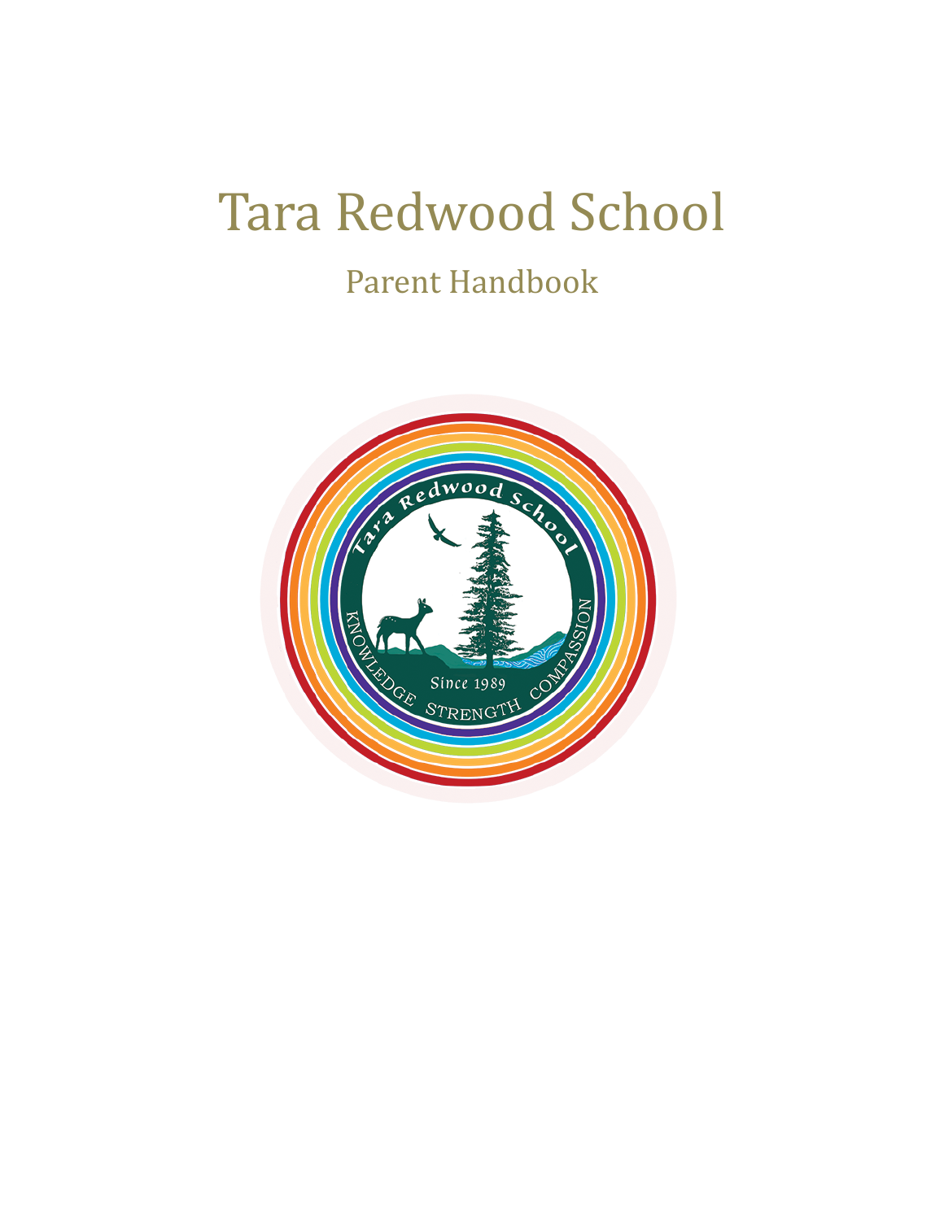# Tara Redwood School

## Parent Handbook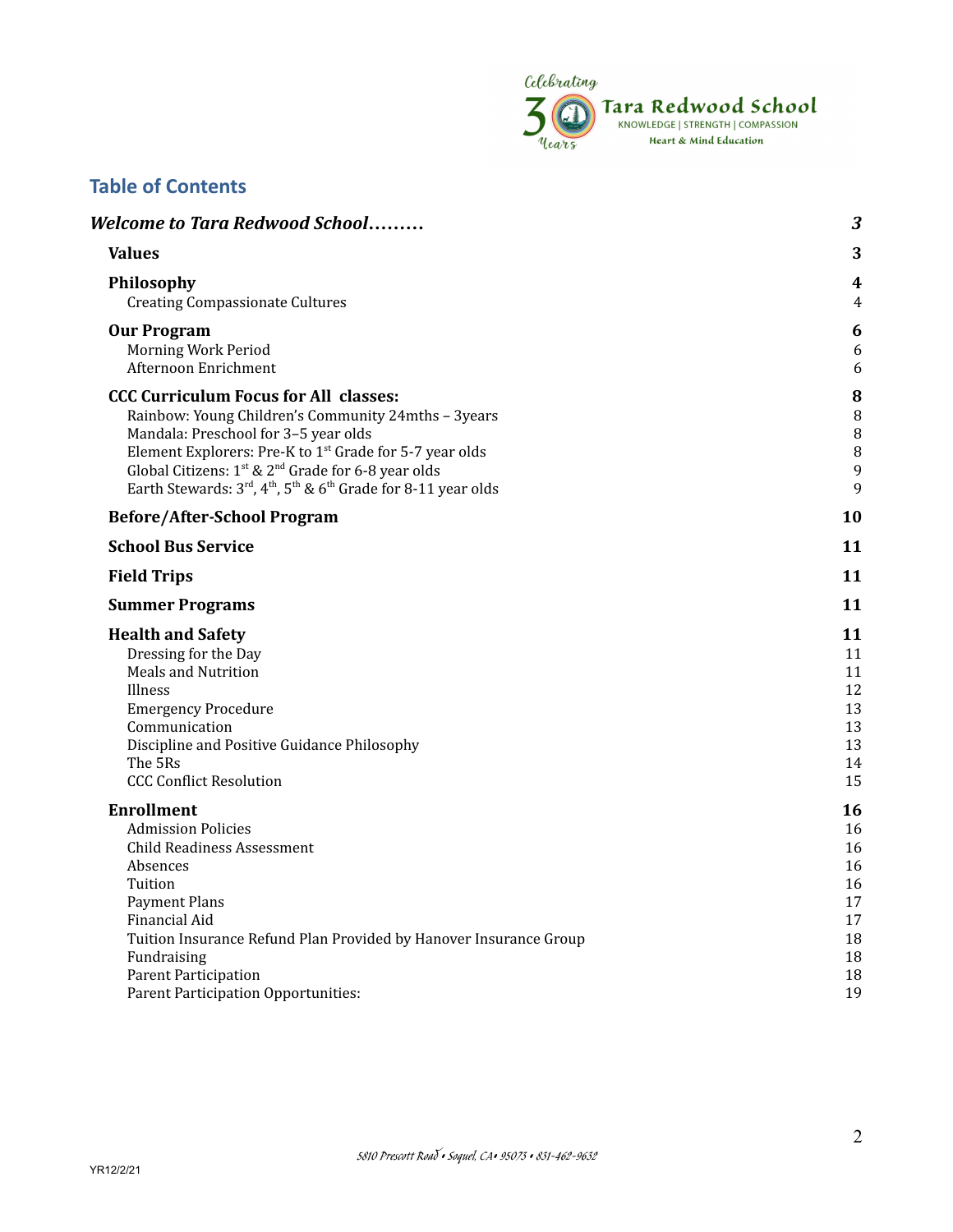## Table of Contents

| | |
|---|---|
| ***Welcome to Tara Redwood School………*** | ***3*** |
| **Values** | **3** |
| **Philosophy** | **4** |
| Creating Compassionate Cultures | 4 |
| **Our Program** | **6** |
| Morning Work Period | 6 |
| Afternoon Enrichment | 6 |
| **CCC Curriculum Focus for All classes:** | **8** |
| Rainbow: Young Children's Community 24mths – 3years | 8 |
| Mandala: Preschool for 3–5 year olds | 8 |
| Element Explorers: Pre-K to 1st Grade for 5-7 year olds | 8 |
| Global Citizens: 1st & 2nd Grade for 6-8 year olds | 9 |
| Earth Stewards: 3rd, 4th, 5th & 6th Grade for 8-11 year olds | 9 |
| **Before/After-School Program** | **10** |
| **School Bus Service** | **11** |
| **Field Trips** | **11** |
| **Summer Programs** | **11** |
| **Health and Safety** | **11** |
| Dressing for the Day | 11 |
| Meals and Nutrition | 11 |
| Illness | 12 |
| Emergency Procedure | 13 |
| Communication | 13 |
| Discipline and Positive Guidance Philosophy | 13 |
| The 5Rs | 14 |
| CCC Conflict Resolution | 15 |
| **Enrollment** | **16** |
| Admission Policies | 16 |
| Child Readiness Assessment | 16 |
| Absences | 16 |
| Tuition | 16 |
| Payment Plans | 17 |
| Financial Aid | 17 |
| Tuition Insurance Refund Plan Provided by Hanover Insurance Group | 18 |
| Fundraising | 18 |
| Parent Participation | 18 |
| Parent Participation Opportunities: | 19 |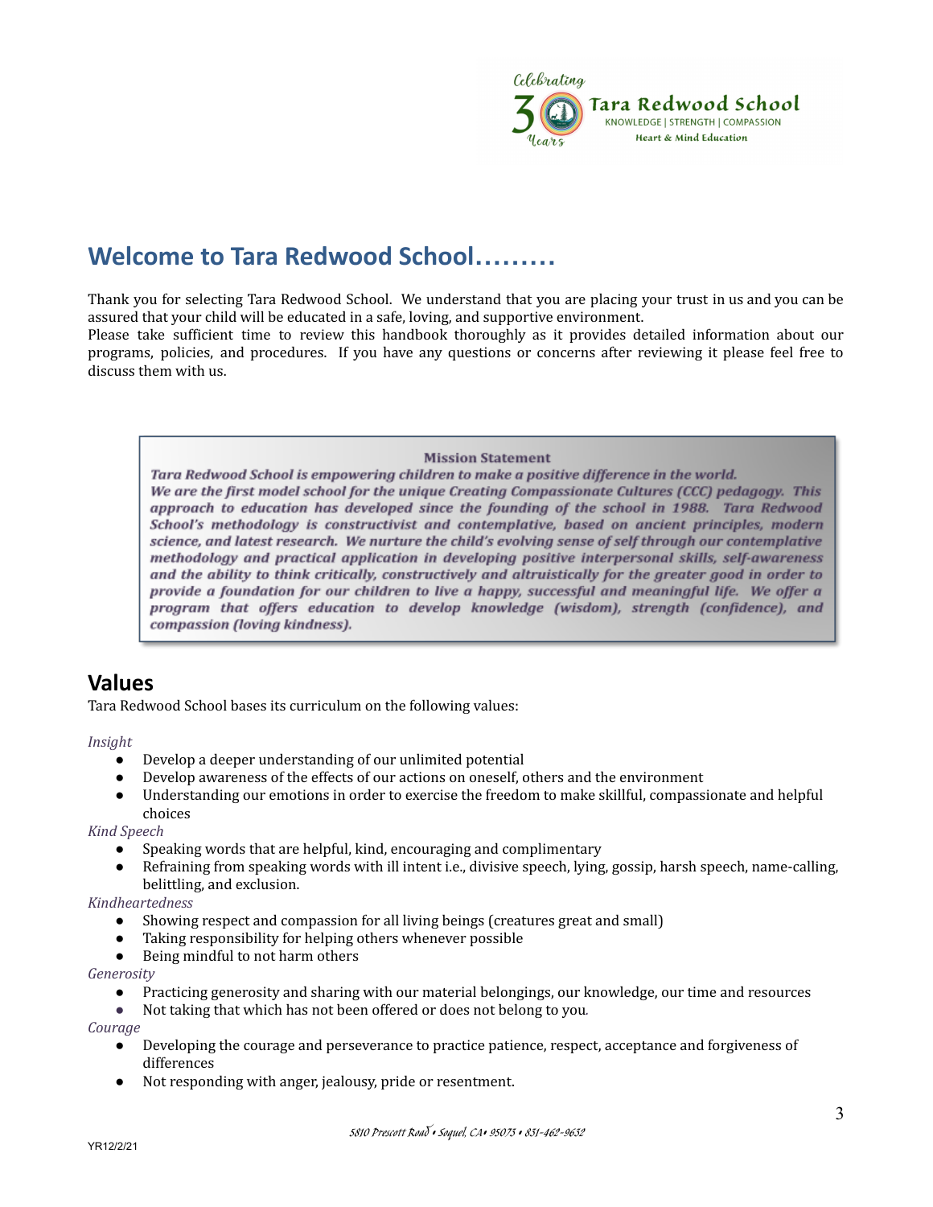# Welcome to Tara Redwood School………

Thank you for selecting Tara Redwood School. We understand that you are placing your trust in us and you can be assured that your child will be educated in a safe, loving, and supportive environment.
Please take sufficient time to review this handbook thoroughly as it provides detailed information about our programs, policies, and procedures. If you have any questions or concerns after reviewing it please feel free to discuss them with us.

> **Mission Statement**
>
> *Tara Redwood School is empowering children to make a positive difference in the world. We are the first model school for the unique Creating Compassionate Cultures (CCC) pedagogy. This approach to education has developed since the founding of the school in 1988. Tara Redwood School's methodology is constructivist and contemplative, based on ancient principles, modern science, and latest research. We nurture the child's evolving sense of self through our contemplative methodology and practical application in developing positive interpersonal skills, self-awareness and the ability to think critically, constructively and altruistically for the greater good in order to provide a foundation for our children to live a happy, successful and meaningful life. We offer a program that offers education to develop knowledge (wisdom), strength (confidence), and compassion (loving kindness).*

## Values

Tara Redwood School bases its curriculum on the following values:

*Insight*

- Develop a deeper understanding of our unlimited potential
- Develop awareness of the effects of our actions on oneself, others and the environment
- Understanding our emotions in order to exercise the freedom to make skillful, compassionate and helpful choices

*Kind Speech*

- Speaking words that are helpful, kind, encouraging and complimentary
- Refraining from speaking words with ill intent i.e., divisive speech, lying, gossip, harsh speech, name-calling, belittling, and exclusion.

*Kindheartedness*

- Showing respect and compassion for all living beings (creatures great and small)
- Taking responsibility for helping others whenever possible
- Being mindful to not harm others

*Generosity*

- Practicing generosity and sharing with our material belongings, our knowledge, our time and resources
- Not taking that which has not been offered or does not belong to you.

*Courage*

- Developing the courage and perseverance to practice patience, respect, acceptance and forgiveness of differences
- Not responding with anger, jealousy, pride or resentment.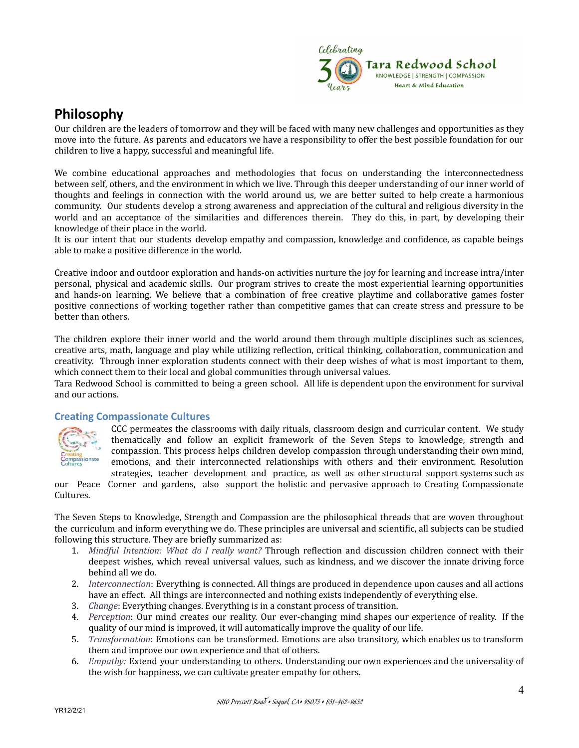## Philosophy

Our children are the leaders of tomorrow and they will be faced with many new challenges and opportunities as they move into the future. As parents and educators we have a responsibility to offer the best possible foundation for our children to live a happy, successful and meaningful life.

We combine educational approaches and methodologies that focus on understanding the interconnectedness between self, others, and the environment in which we live. Through this deeper understanding of our inner world of thoughts and feelings in connection with the world around us, we are better suited to help create a harmonious community. Our students develop a strong awareness and appreciation of the cultural and religious diversity in the world and an acceptance of the similarities and differences therein. They do this, in part, by developing their knowledge of their place in the world.
It is our intent that our students develop empathy and compassion, knowledge and confidence, as capable beings able to make a positive difference in the world.

Creative indoor and outdoor exploration and hands-on activities nurture the joy for learning and increase intra/inter personal, physical and academic skills. Our program strives to create the most experiential learning opportunities and hands-on learning. We believe that a combination of free creative playtime and collaborative games foster positive connections of working together rather than competitive games that can create stress and pressure to be better than others.

The children explore their inner world and the world around them through multiple disciplines such as sciences, creative arts, math, language and play while utilizing reflection, critical thinking, collaboration, communication and creativity. Through inner exploration students connect with their deep wishes of what is most important to them, which connect them to their local and global communities through universal values.
Tara Redwood School is committed to being a green school. All life is dependent upon the environment for survival and our actions.

### Creating Compassionate Cultures

CCC permeates the classrooms with daily rituals, classroom design and curricular content. We study thematically and follow an explicit framework of the Seven Steps to knowledge, strength and compassion. This process helps children develop compassion through understanding their own mind, emotions, and their interconnected relationships with others and their environment. Resolution strategies, teacher development and practice, as well as other structural support systems such as our Peace Corner and gardens, also support the holistic and pervasive approach to Creating Compassionate Cultures.

The Seven Steps to Knowledge, Strength and Compassion are the philosophical threads that are woven throughout the curriculum and inform everything we do. These principles are universal and scientific, all subjects can be studied following this structure. They are briefly summarized as:

1. *Mindful Intention: What do I really want?* Through reflection and discussion children connect with their deepest wishes, which reveal universal values, such as kindness, and we discover the innate driving force behind all we do.
2. *Interconnection*: Everything is connected. All things are produced in dependence upon causes and all actions have an effect. All things are interconnected and nothing exists independently of everything else.
3. *Change*: Everything changes. Everything is in a constant process of transition.
4. *Perception*: Our mind creates our reality. Our ever-changing mind shapes our experience of reality. If the quality of our mind is improved, it will automatically improve the quality of our life.
5. *Transformation*: Emotions can be transformed. Emotions are also transitory, which enables us to transform them and improve our own experience and that of others.
6. *Empathy:* Extend your understanding to others. Understanding our own experiences and the universality of the wish for happiness, we can cultivate greater empathy for others.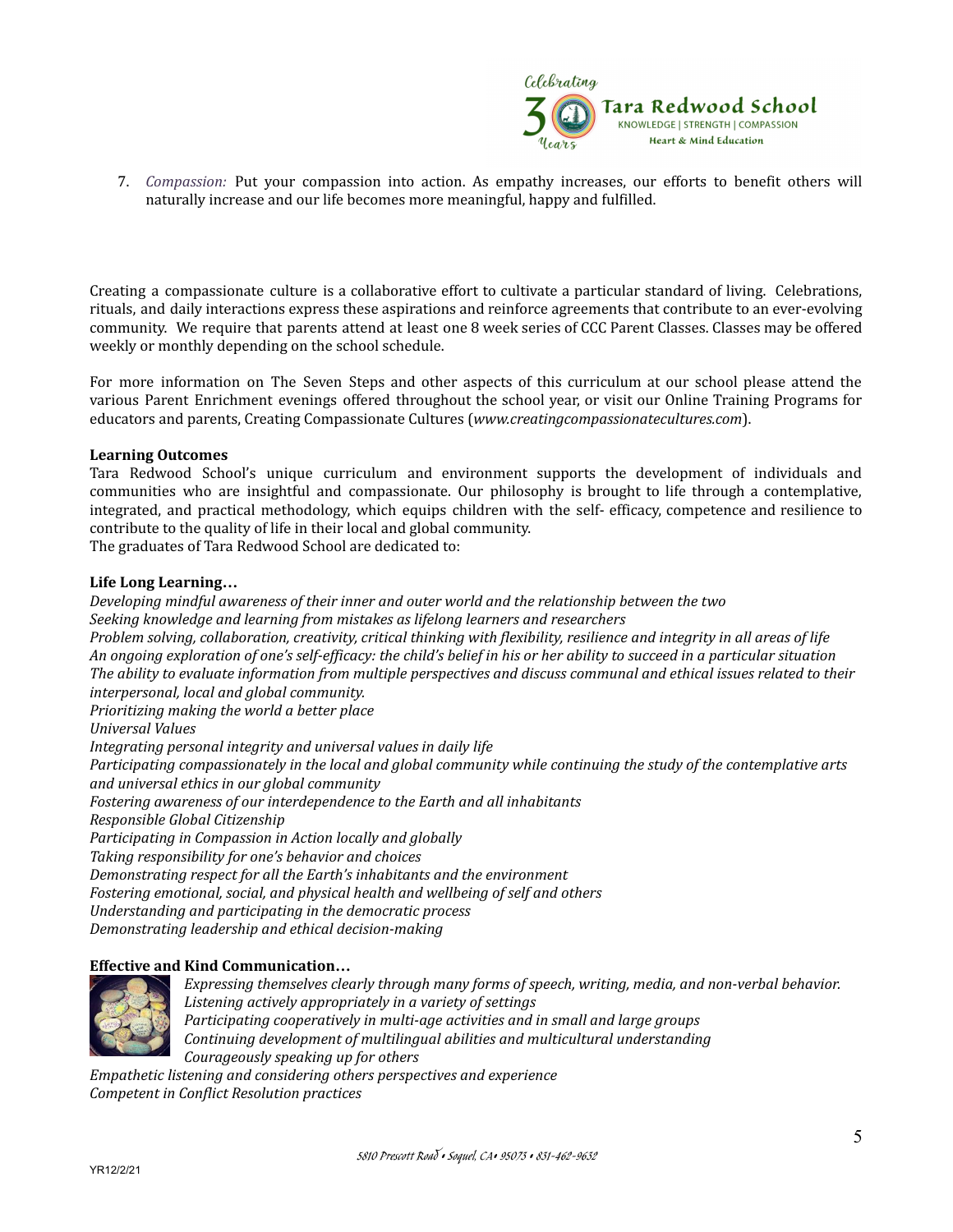7. *Compassion:* Put your compassion into action. As empathy increases, our efforts to benefit others will naturally increase and our life becomes more meaningful, happy and fulfilled.

Creating a compassionate culture is a collaborative effort to cultivate a particular standard of living. Celebrations, rituals, and daily interactions express these aspirations and reinforce agreements that contribute to an ever-evolving community. We require that parents attend at least one 8 week series of CCC Parent Classes. Classes may be offered weekly or monthly depending on the school schedule.

For more information on The Seven Steps and other aspects of this curriculum at our school please attend the various Parent Enrichment evenings offered throughout the school year, or visit our Online Training Programs for educators and parents, Creating Compassionate Cultures (*www.creatingcompassionatecultures.com*).

**Learning Outcomes**

Tara Redwood School's unique curriculum and environment supports the development of individuals and communities who are insightful and compassionate. Our philosophy is brought to life through a contemplative, integrated, and practical methodology, which equips children with the self- efficacy, competence and resilience to contribute to the quality of life in their local and global community.

The graduates of Tara Redwood School are dedicated to:

**Life Long Learning…**

*Developing mindful awareness of their inner and outer world and the relationship between the two*
*Seeking knowledge and learning from mistakes as lifelong learners and researchers*
*Problem solving, collaboration, creativity, critical thinking with flexibility, resilience and integrity in all areas of life*
*An ongoing exploration of one's self-efficacy: the child's belief in his or her ability to succeed in a particular situation*
*The ability to evaluate information from multiple perspectives and discuss communal and ethical issues related to their interpersonal, local and global community.*
*Prioritizing making the world a better place*
*Universal Values*
*Integrating personal integrity and universal values in daily life*
*Participating compassionately in the local and global community while continuing the study of the contemplative arts and universal ethics in our global community*
*Fostering awareness of our interdependence to the Earth and all inhabitants*
*Responsible Global Citizenship*
*Participating in Compassion in Action locally and globally*
*Taking responsibility for one's behavior and choices*
*Demonstrating respect for all the Earth's inhabitants and the environment*
*Fostering emotional, social, and physical health and wellbeing of self and others*
*Understanding and participating in the democratic process*
*Demonstrating leadership and ethical decision-making*

**Effective and Kind Communication…**

*Expressing themselves clearly through many forms of speech, writing, media, and non-verbal behavior.*
*Listening actively appropriately in a variety of settings*
*Participating cooperatively in multi-age activities and in small and large groups*
*Continuing development of multilingual abilities and multicultural understanding*
*Courageously speaking up for others*
*Empathetic listening and considering others perspectives and experience*
*Competent in Conflict Resolution practices*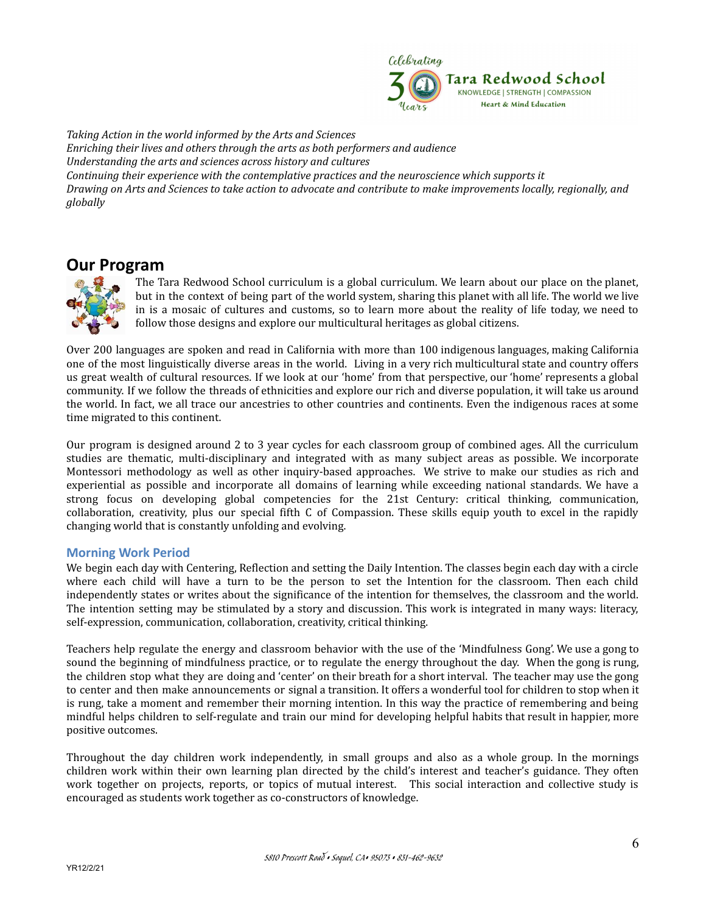*Taking Action in the world informed by the Arts and Sciences*
*Enriching their lives and others through the arts as both performers and audience*
*Understanding the arts and sciences across history and cultures*
*Continuing their experience with the contemplative practices and the neuroscience which supports it*
*Drawing on Arts and Sciences to take action to advocate and contribute to make improvements locally, regionally, and globally*

## Our Program

The Tara Redwood School curriculum is a global curriculum. We learn about our place on the planet, but in the context of being part of the world system, sharing this planet with all life. The world we live in is a mosaic of cultures and customs, so to learn more about the reality of life today, we need to follow those designs and explore our multicultural heritages as global citizens.

Over 200 languages are spoken and read in California with more than 100 indigenous languages, making California one of the most linguistically diverse areas in the world. Living in a very rich multicultural state and country offers us great wealth of cultural resources. If we look at our 'home' from that perspective, our 'home' represents a global community. If we follow the threads of ethnicities and explore our rich and diverse population, it will take us around the world. In fact, we all trace our ancestries to other countries and continents. Even the indigenous races at some time migrated to this continent.

Our program is designed around 2 to 3 year cycles for each classroom group of combined ages. All the curriculum studies are thematic, multi-disciplinary and integrated with as many subject areas as possible. We incorporate Montessori methodology as well as other inquiry-based approaches. We strive to make our studies as rich and experiential as possible and incorporate all domains of learning while exceeding national standards. We have a strong focus on developing global competencies for the 21st Century: critical thinking, communication, collaboration, creativity, plus our special fifth C of Compassion. These skills equip youth to excel in the rapidly changing world that is constantly unfolding and evolving.

### Morning Work Period

We begin each day with Centering, Reflection and setting the Daily Intention. The classes begin each day with a circle where each child will have a turn to be the person to set the Intention for the classroom. Then each child independently states or writes about the significance of the intention for themselves, the classroom and the world. The intention setting may be stimulated by a story and discussion. This work is integrated in many ways: literacy, self-expression, communication, collaboration, creativity, critical thinking.

Teachers help regulate the energy and classroom behavior with the use of the 'Mindfulness Gong'. We use a gong to sound the beginning of mindfulness practice, or to regulate the energy throughout the day. When the gong is rung, the children stop what they are doing and 'center' on their breath for a short interval. The teacher may use the gong to center and then make announcements or signal a transition. It offers a wonderful tool for children to stop when it is rung, take a moment and remember their morning intention. In this way the practice of remembering and being mindful helps children to self-regulate and train our mind for developing helpful habits that result in happier, more positive outcomes.

Throughout the day children work independently, in small groups and also as a whole group. In the mornings children work within their own learning plan directed by the child's interest and teacher's guidance. They often work together on projects, reports, or topics of mutual interest. This social interaction and collective study is encouraged as students work together as co-constructors of knowledge.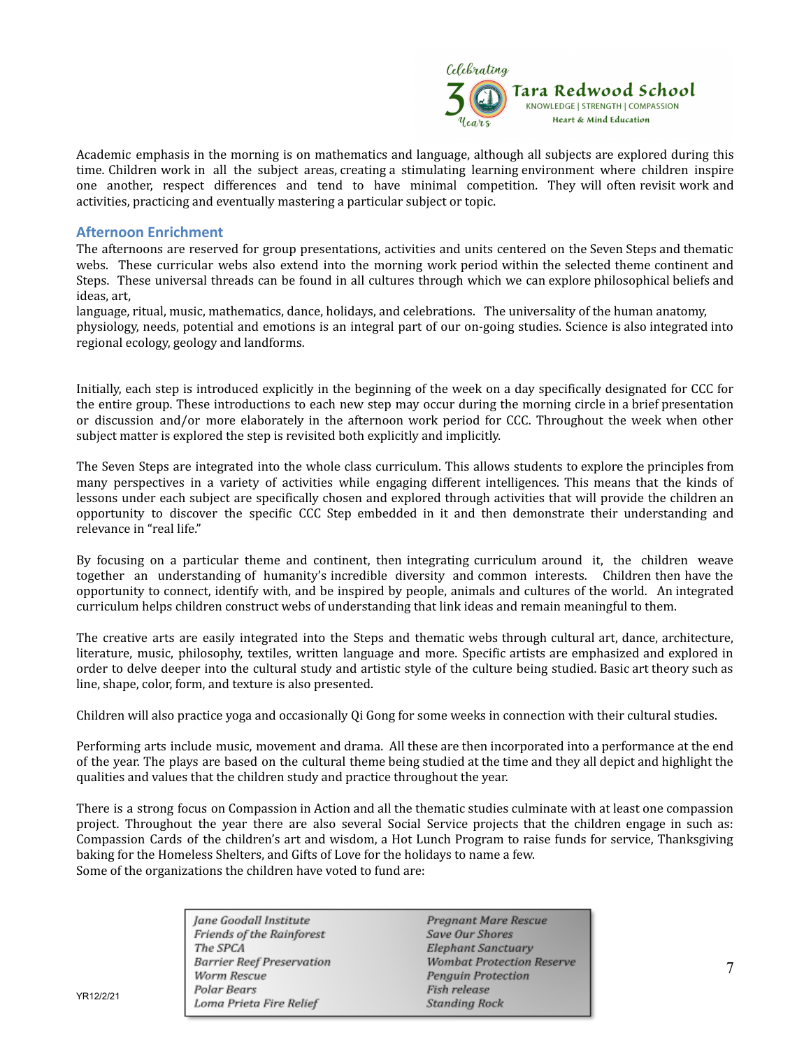Academic emphasis in the morning is on mathematics and language, although all subjects are explored during this time. Children work in all the subject areas, creating a stimulating learning environment where children inspire one another, respect differences and tend to have minimal competition. They will often revisit work and activities, practicing and eventually mastering a particular subject or topic.

## Afternoon Enrichment

The afternoons are reserved for group presentations, activities and units centered on the Seven Steps and thematic webs. These curricular webs also extend into the morning work period within the selected theme continent and Steps. These universal threads can be found in all cultures through which we can explore philosophical beliefs and ideas, art,
language, ritual, music, mathematics, dance, holidays, and celebrations. The universality of the human anatomy, physiology, needs, potential and emotions is an integral part of our on-going studies. Science is also integrated into regional ecology, geology and landforms.

Initially, each step is introduced explicitly in the beginning of the week on a day specifically designated for CCC for the entire group. These introductions to each new step may occur during the morning circle in a brief presentation or discussion and/or more elaborately in the afternoon work period for CCC. Throughout the week when other subject matter is explored the step is revisited both explicitly and implicitly.

The Seven Steps are integrated into the whole class curriculum. This allows students to explore the principles from many perspectives in a variety of activities while engaging different intelligences. This means that the kinds of lessons under each subject are specifically chosen and explored through activities that will provide the children an opportunity to discover the specific CCC Step embedded in it and then demonstrate their understanding and relevance in "real life."

By focusing on a particular theme and continent, then integrating curriculum around it, the children weave together an understanding of humanity's incredible diversity and common interests. Children then have the opportunity to connect, identify with, and be inspired by people, animals and cultures of the world. An integrated curriculum helps children construct webs of understanding that link ideas and remain meaningful to them.

The creative arts are easily integrated into the Steps and thematic webs through cultural art, dance, architecture, literature, music, philosophy, textiles, written language and more. Specific artists are emphasized and explored in order to delve deeper into the cultural study and artistic style of the culture being studied. Basic art theory such as line, shape, color, form, and texture is also presented.

Children will also practice yoga and occasionally Qi Gong for some weeks in connection with their cultural studies.

Performing arts include music, movement and drama. All these are then incorporated into a performance at the end of the year. The plays are based on the cultural theme being studied at the time and they all depict and highlight the qualities and values that the children study and practice throughout the year.

There is a strong focus on Compassion in Action and all the thematic studies culminate with at least one compassion project. Throughout the year there are also several Social Service projects that the children engage in such as: Compassion Cards of the children's art and wisdom, a Hot Lunch Program to raise funds for service, Thanksgiving baking for the Homeless Shelters, and Gifts of Love for the holidays to name a few.
Some of the organizations the children have voted to fund are:

| | |
|---|---|
| *Jane Goodall Institute* | *Pregnant Mare Rescue* |
| *Friends of the Rainforest* | *Save Our Shores* |
| *The SPCA* | *Elephant Sanctuary* |
| *Barrier Reef Preservation* | *Wombat Protection Reserve* |
| *Worm Rescue* | *Penguin Protection* |
| *Polar Bears* | *Fish release* |
| *Loma Prieta Fire Relief* | *Standing Rock* |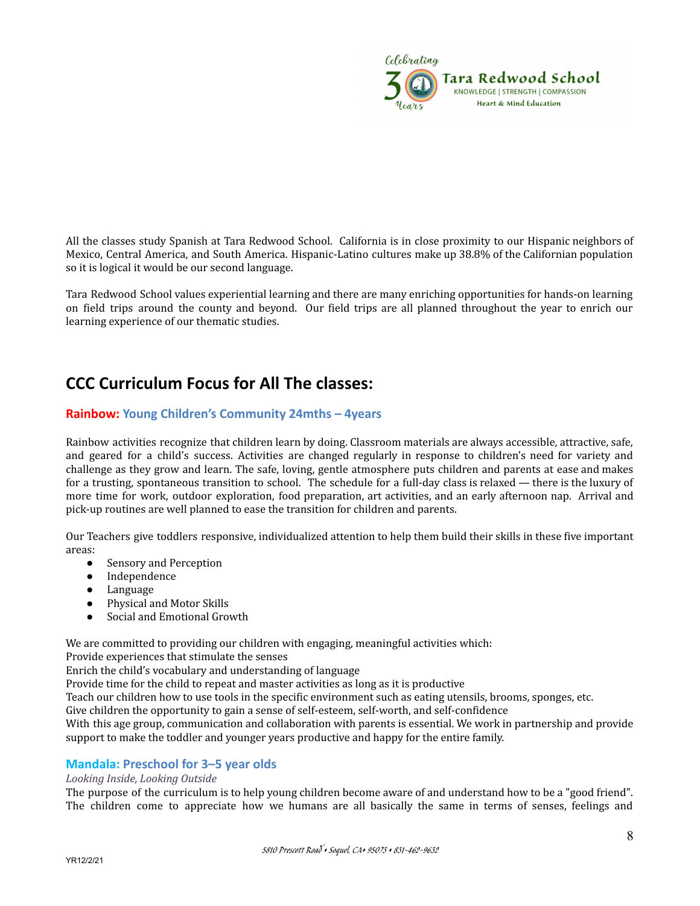All the classes study Spanish at Tara Redwood School. California is in close proximity to our Hispanic neighbors of Mexico, Central America, and South America. Hispanic-Latino cultures make up 38.8% of the Californian population so it is logical it would be our second language.

Tara Redwood School values experiential learning and there are many enriching opportunities for hands-on learning on field trips around the county and beyond. Our field trips are all planned throughout the year to enrich our learning experience of our thematic studies.

## CCC Curriculum Focus for All The classes:

### Rainbow: Young Children's Community 24mths – 4years

Rainbow activities recognize that children learn by doing. Classroom materials are always accessible, attractive, safe, and geared for a child's success. Activities are changed regularly in response to children's need for variety and challenge as they grow and learn. The safe, loving, gentle atmosphere puts children and parents at ease and makes for a trusting, spontaneous transition to school. The schedule for a full-day class is relaxed — there is the luxury of more time for work, outdoor exploration, food preparation, art activities, and an early afternoon nap. Arrival and pick-up routines are well planned to ease the transition for children and parents.

Our Teachers give toddlers responsive, individualized attention to help them build their skills in these five important areas:

- Sensory and Perception
- Independence
- Language
- Physical and Motor Skills
- Social and Emotional Growth

We are committed to providing our children with engaging, meaningful activities which:
Provide experiences that stimulate the senses
Enrich the child's vocabulary and understanding of language
Provide time for the child to repeat and master activities as long as it is productive
Teach our children how to use tools in the specific environment such as eating utensils, brooms, sponges, etc.
Give children the opportunity to gain a sense of self-esteem, self-worth, and self-confidence
With this age group, communication and collaboration with parents is essential. We work in partnership and provide support to make the toddler and younger years productive and happy for the entire family.

### Mandala: Preschool for 3–5 year olds

*Looking Inside, Looking Outside*

The purpose of the curriculum is to help young children become aware of and understand how to be a "good friend". The children come to appreciate how we humans are all basically the same in terms of senses, feelings and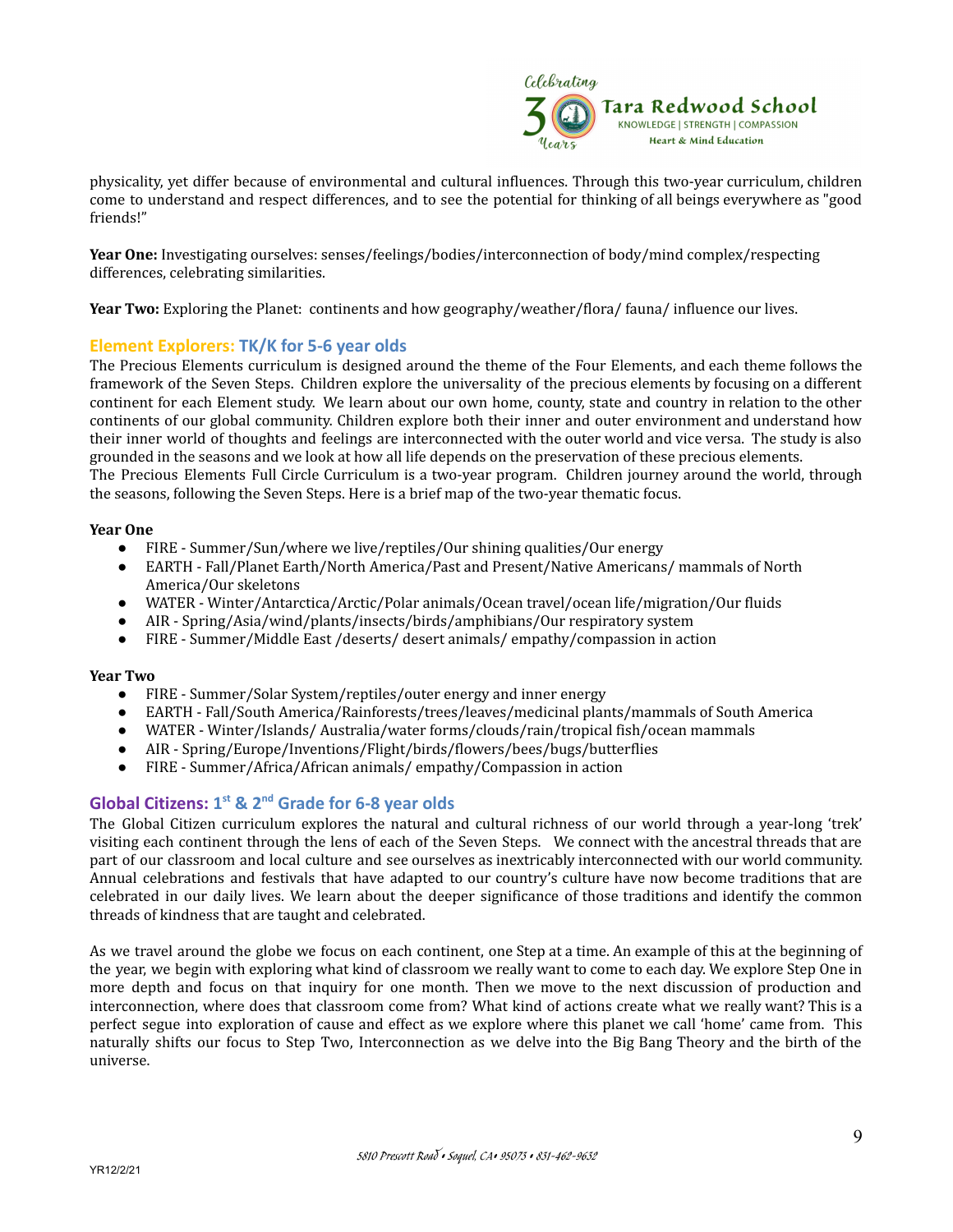physicality, yet differ because of environmental and cultural influences. Through this two-year curriculum, children come to understand and respect differences, and to see the potential for thinking of all beings everywhere as "good friends!"

**Year One:** Investigating ourselves: senses/feelings/bodies/interconnection of body/mind complex/respecting differences, celebrating similarities.

**Year Two:** Exploring the Planet: continents and how geography/weather/flora/ fauna/ influence our lives.

### Element Explorers: TK/K for 5-6 year olds

The Precious Elements curriculum is designed around the theme of the Four Elements, and each theme follows the framework of the Seven Steps. Children explore the universality of the precious elements by focusing on a different continent for each Element study. We learn about our own home, county, state and country in relation to the other continents of our global community. Children explore both their inner and outer environment and understand how their inner world of thoughts and feelings are interconnected with the outer world and vice versa. The study is also grounded in the seasons and we look at how all life depends on the preservation of these precious elements.
The Precious Elements Full Circle Curriculum is a two-year program. Children journey around the world, through the seasons, following the Seven Steps. Here is a brief map of the two-year thematic focus.

**Year One**

- FIRE - Summer/Sun/where we live/reptiles/Our shining qualities/Our energy
- EARTH - Fall/Planet Earth/North America/Past and Present/Native Americans/ mammals of North America/Our skeletons
- WATER - Winter/Antarctica/Arctic/Polar animals/Ocean travel/ocean life/migration/Our fluids
- AIR - Spring/Asia/wind/plants/insects/birds/amphibians/Our respiratory system
- FIRE - Summer/Middle East /deserts/ desert animals/ empathy/compassion in action

**Year Two**

- FIRE - Summer/Solar System/reptiles/outer energy and inner energy
- EARTH - Fall/South America/Rainforests/trees/leaves/medicinal plants/mammals of South America
- WATER - Winter/Islands/ Australia/water forms/clouds/rain/tropical fish/ocean mammals
- AIR - Spring/Europe/Inventions/Flight/birds/flowers/bees/bugs/butterflies
- FIRE - Summer/Africa/African animals/ empathy/Compassion in action

### Global Citizens: 1st & 2nd Grade for 6-8 year olds

The Global Citizen curriculum explores the natural and cultural richness of our world through a year-long 'trek' visiting each continent through the lens of each of the Seven Steps. We connect with the ancestral threads that are part of our classroom and local culture and see ourselves as inextricably interconnected with our world community. Annual celebrations and festivals that have adapted to our country's culture have now become traditions that are celebrated in our daily lives. We learn about the deeper significance of those traditions and identify the common threads of kindness that are taught and celebrated.

As we travel around the globe we focus on each continent, one Step at a time. An example of this at the beginning of the year, we begin with exploring what kind of classroom we really want to come to each day. We explore Step One in more depth and focus on that inquiry for one month. Then we move to the next discussion of production and interconnection, where does that classroom come from? What kind of actions create what we really want? This is a perfect segue into exploration of cause and effect as we explore where this planet we call 'home' came from. This naturally shifts our focus to Step Two, Interconnection as we delve into the Big Bang Theory and the birth of the universe.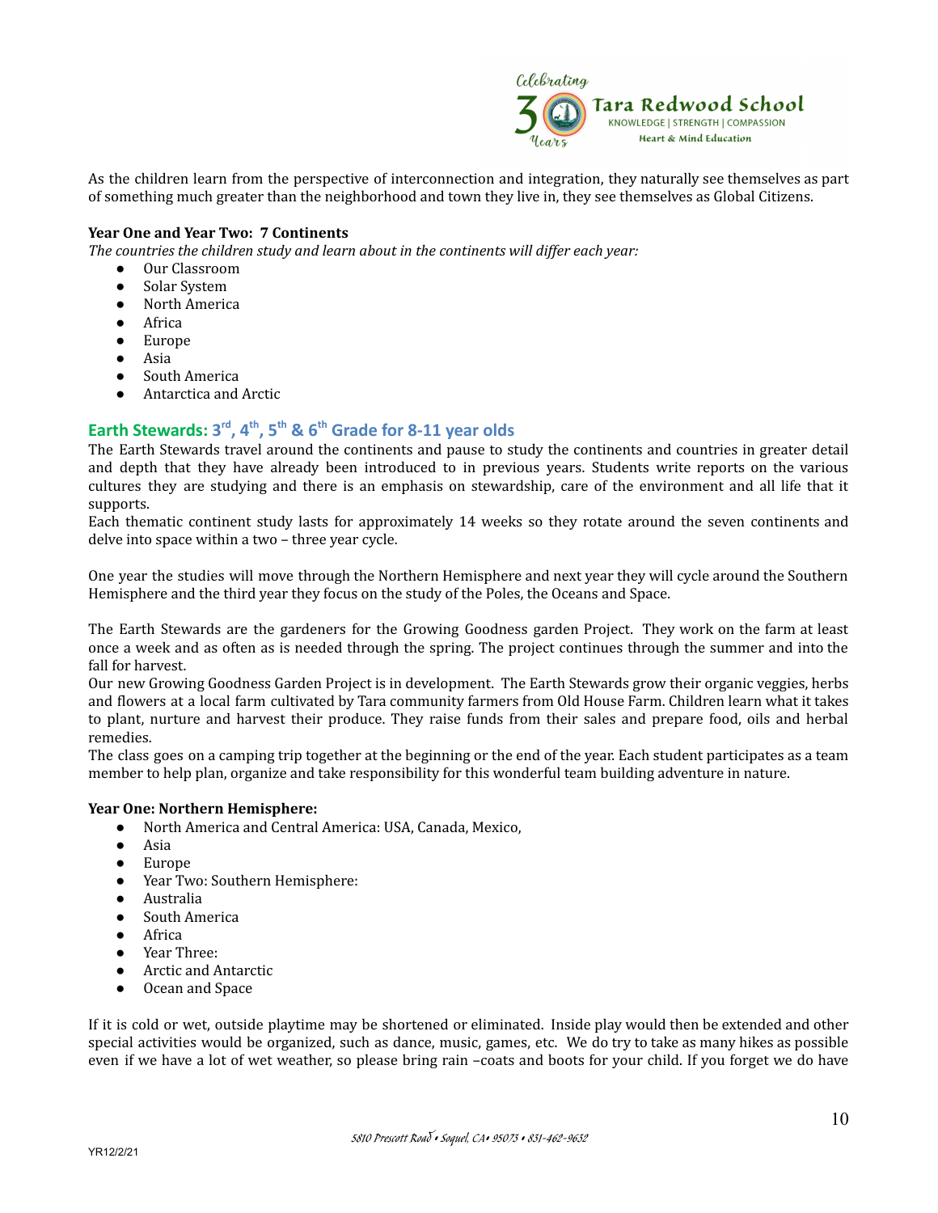As the children learn from the perspective of interconnection and integration, they naturally see themselves as part of something much greater than the neighborhood and town they live in, they see themselves as Global Citizens.

**Year One and Year Two: 7 Continents**

*The countries the children study and learn about in the continents will differ each year:*

- Our Classroom
- Solar System
- North America
- Africa
- Europe
- Asia
- South America
- Antarctica and Arctic

## Earth Stewards: 3rd, 4th, 5th & 6th Grade for 8-11 year olds

The Earth Stewards travel around the continents and pause to study the continents and countries in greater detail and depth that they have already been introduced to in previous years. Students write reports on the various cultures they are studying and there is an emphasis on stewardship, care of the environment and all life that it supports.

Each thematic continent study lasts for approximately 14 weeks so they rotate around the seven continents and delve into space within a two – three year cycle.

One year the studies will move through the Northern Hemisphere and next year they will cycle around the Southern Hemisphere and the third year they focus on the study of the Poles, the Oceans and Space.

The Earth Stewards are the gardeners for the Growing Goodness garden Project. They work on the farm at least once a week and as often as is needed through the spring. The project continues through the summer and into the fall for harvest.

Our new Growing Goodness Garden Project is in development. The Earth Stewards grow their organic veggies, herbs and flowers at a local farm cultivated by Tara community farmers from Old House Farm. Children learn what it takes to plant, nurture and harvest their produce. They raise funds from their sales and prepare food, oils and herbal remedies.

The class goes on a camping trip together at the beginning or the end of the year. Each student participates as a team member to help plan, organize and take responsibility for this wonderful team building adventure in nature.

**Year One: Northern Hemisphere:**

- North America and Central America: USA, Canada, Mexico,
- Asia
- Europe
- Year Two: Southern Hemisphere:
- Australia
- South America
- Africa
- Year Three:
- Arctic and Antarctic
- Ocean and Space

If it is cold or wet, outside playtime may be shortened or eliminated. Inside play would then be extended and other special activities would be organized, such as dance, music, games, etc. We do try to take as many hikes as possible even if we have a lot of wet weather, so please bring rain –coats and boots for your child. If you forget we do have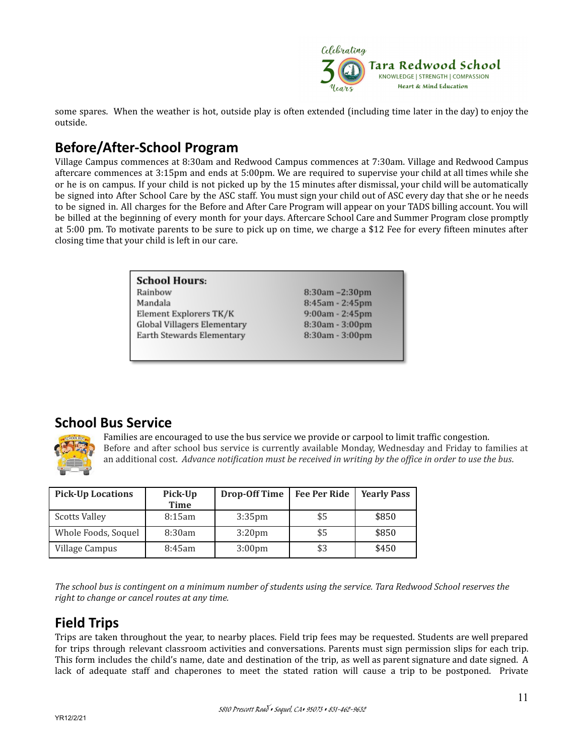some spares. When the weather is hot, outside play is often extended (including time later in the day) to enjoy the outside.

## Before/After-School Program

Village Campus commences at 8:30am and Redwood Campus commences at 7:30am. Village and Redwood Campus aftercare commences at 3:15pm and ends at 5:00pm. We are required to supervise your child at all times while she or he is on campus. If your child is not picked up by the 15 minutes after dismissal, your child will be automatically be signed into After School Care by the ASC staff. You must sign your child out of ASC every day that she or he needs to be signed in. All charges for the Before and After Care Program will appear on your TADS billing account. You will be billed at the beginning of every month for your days. Aftercare School Care and Summer Program close promptly at 5:00 pm. To motivate parents to be sure to pick up on time, we charge a $12 Fee for every fifteen minutes after closing time that your child is left in our care.

**School Hours:**

| | |
|---|---|
| Rainbow | 8:30am –2:30pm |
| Mandala | 8:45am - 2:45pm |
| Element Explorers TK/K | 9:00am - 2:45pm |
| Global Villagers Elementary | 8:30am - 3:00pm |
| Earth Stewards Elementary | 8:30am - 3:00pm |

## School Bus Service

Families are encouraged to use the bus service we provide or carpool to limit traffic congestion. Before and after school bus service is currently available Monday, Wednesday and Friday to families at an additional cost. *Advance notification must be received in writing by the office in order to use the bus.*

| Pick-Up Locations | Pick-Up Time | Drop-Off Time | Fee Per Ride | Yearly Pass |
|---|---|---|---|---|
| Scotts Valley | 8:15am | 3:35pm | $5 | $850 |
| Whole Foods, Soquel | 8:30am | 3:20pm | $5 | $850 |
| Village Campus | 8:45am | 3:00pm | $3 | $450 |

*The school bus is contingent on a minimum number of students using the service. Tara Redwood School reserves the right to change or cancel routes at any time.*

## Field Trips

Trips are taken throughout the year, to nearby places. Field trip fees may be requested. Students are well prepared for trips through relevant classroom activities and conversations. Parents must sign permission slips for each trip. This form includes the child's name, date and destination of the trip, as well as parent signature and date signed. A lack of adequate staff and chaperones to meet the stated ration will cause a trip to be postponed. Private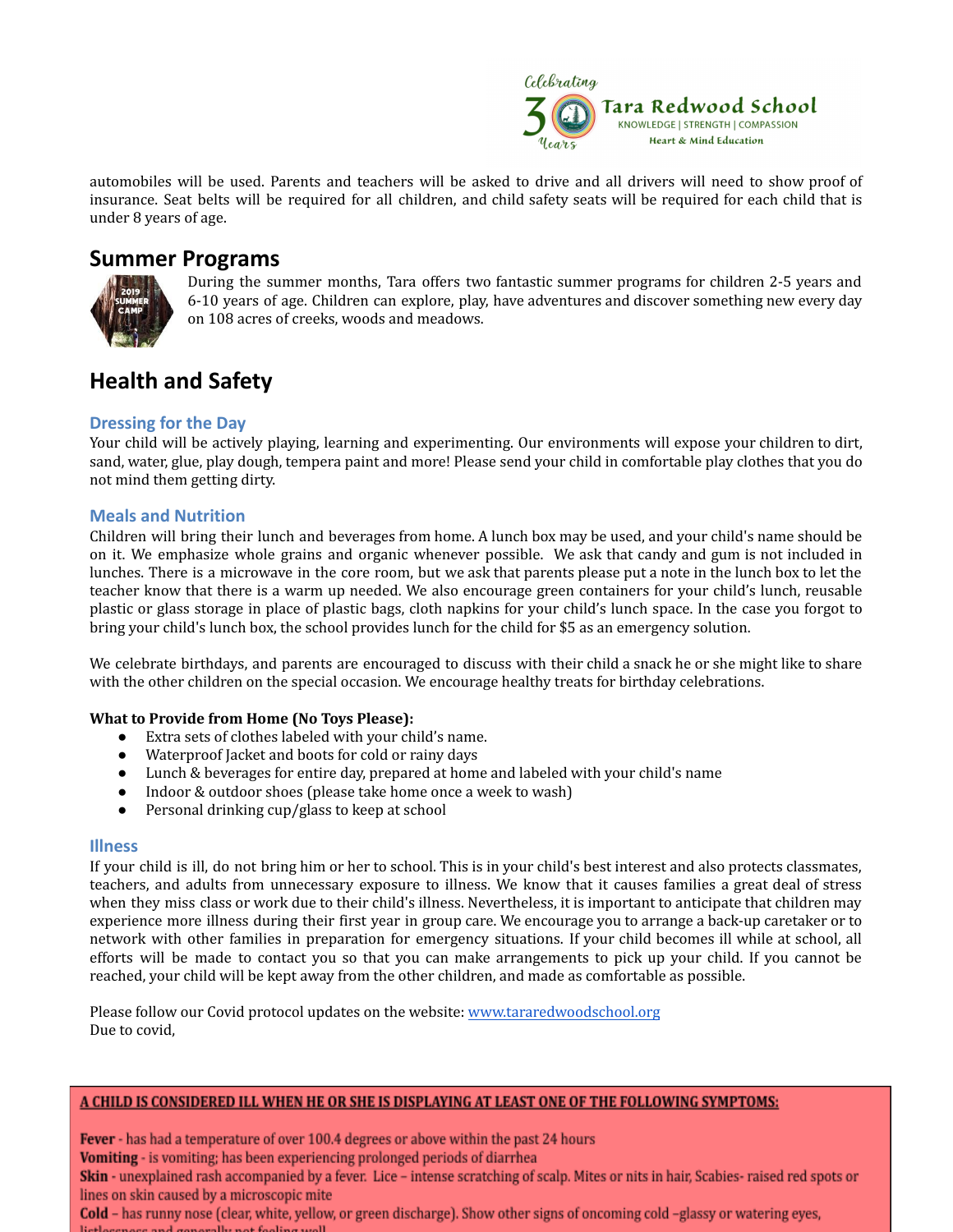automobiles will be used. Parents and teachers will be asked to drive and all drivers will need to show proof of insurance. Seat belts will be required for all children, and child safety seats will be required for each child that is under 8 years of age.

## Summer Programs

During the summer months, Tara offers two fantastic summer programs for children 2-5 years and 6-10 years of age. Children can explore, play, have adventures and discover something new every day on 108 acres of creeks, woods and meadows.

## Health and Safety

### Dressing for the Day

Your child will be actively playing, learning and experimenting. Our environments will expose your children to dirt, sand, water, glue, play dough, tempera paint and more! Please send your child in comfortable play clothes that you do not mind them getting dirty.

### Meals and Nutrition

Children will bring their lunch and beverages from home. A lunch box may be used, and your child's name should be on it. We emphasize whole grains and organic whenever possible. We ask that candy and gum is not included in lunches. There is a microwave in the core room, but we ask that parents please put a note in the lunch box to let the teacher know that there is a warm up needed. We also encourage green containers for your child's lunch, reusable plastic or glass storage in place of plastic bags, cloth napkins for your child's lunch space. In the case you forgot to bring your child's lunch box, the school provides lunch for the child for $5 as an emergency solution.

We celebrate birthdays, and parents are encouraged to discuss with their child a snack he or she might like to share with the other children on the special occasion. We encourage healthy treats for birthday celebrations.

**What to Provide from Home (No Toys Please):**

- Extra sets of clothes labeled with your child's name.
- Waterproof Jacket and boots for cold or rainy days
- Lunch & beverages for entire day, prepared at home and labeled with your child's name
- Indoor & outdoor shoes (please take home once a week to wash)
- Personal drinking cup/glass to keep at school

### Illness

If your child is ill, do not bring him or her to school. This is in your child's best interest and also protects classmates, teachers, and adults from unnecessary exposure to illness. We know that it causes families a great deal of stress when they miss class or work due to their child's illness. Nevertheless, it is important to anticipate that children may experience more illness during their first year in group care. We encourage you to arrange a back-up caretaker or to network with other families in preparation for emergency situations. If your child becomes ill while at school, all efforts will be made to contact you so that you can make arrangements to pick up your child. If you cannot be reached, your child will be kept away from the other children, and made as comfortable as possible.

Please follow our Covid protocol updates on the website: www.tararedwoodschool.org
Due to covid,

**A CHILD IS CONSIDERED ILL WHEN HE OR SHE IS DISPLAYING AT LEAST ONE OF THE FOLLOWING SYMPTOMS:**

**Fever** - has had a temperature of over 100.4 degrees or above within the past 24 hours
**Vomiting** - is vomiting; has been experiencing prolonged periods of diarrhea
**Skin** - unexplained rash accompanied by a fever. Lice – intense scratching of scalp. Mites or nits in hair, Scabies- raised red spots or lines on skin caused by a microscopic mite
**Cold** – has runny nose (clear, white, yellow, or green discharge). Show other signs of oncoming cold –glassy or watering eyes, listlessness and generally not feeling well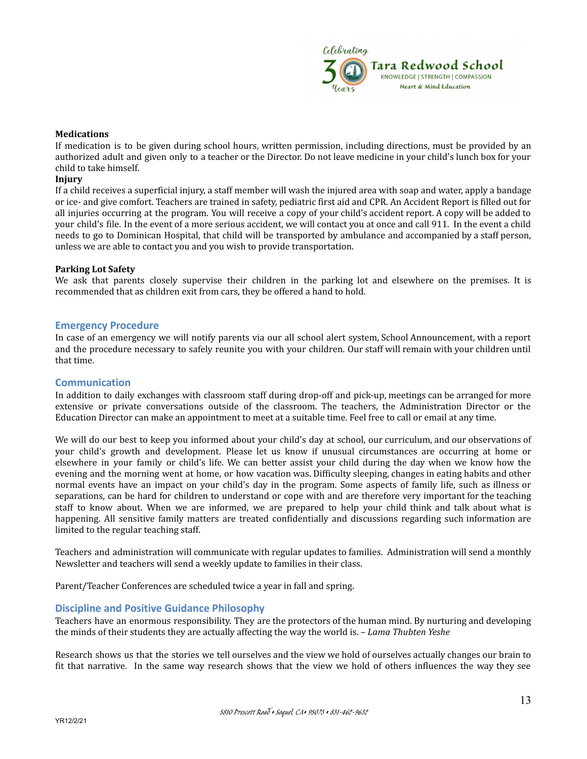**Medications**

If medication is to be given during school hours, written permission, including directions, must be provided by an authorized adult and given only to a teacher or the Director. Do not leave medicine in your child's lunch box for your child to take himself.

**Injury**

If a child receives a superficial injury, a staff member will wash the injured area with soap and water, apply a bandage or ice- and give comfort. Teachers are trained in safety, pediatric first aid and CPR. An Accident Report is filled out for all injuries occurring at the program. You will receive a copy of your child's accident report. A copy will be added to your child's file. In the event of a more serious accident, we will contact you at once and call 911. In the event a child needs to go to Dominican Hospital, that child will be transported by ambulance and accompanied by a staff person, unless we are able to contact you and you wish to provide transportation.

**Parking Lot Safety**

We ask that parents closely supervise their children in the parking lot and elsewhere on the premises. It is recommended that as children exit from cars, they be offered a hand to hold.

## Emergency Procedure

In case of an emergency we will notify parents via our all school alert system, School Announcement, with a report and the procedure necessary to safely reunite you with your children. Our staff will remain with your children until that time.

## Communication

In addition to daily exchanges with classroom staff during drop-off and pick-up, meetings can be arranged for more extensive or private conversations outside of the classroom. The teachers, the Administration Director or the Education Director can make an appointment to meet at a suitable time. Feel free to call or email at any time.

We will do our best to keep you informed about your child's day at school, our curriculum, and our observations of your child's growth and development. Please let us know if unusual circumstances are occurring at home or elsewhere in your family or child's life. We can better assist your child during the day when we know how the evening and the morning went at home, or how vacation was. Difficulty sleeping, changes in eating habits and other normal events have an impact on your child's day in the program. Some aspects of family life, such as illness or separations, can be hard for children to understand or cope with and are therefore very important for the teaching staff to know about. When we are informed, we are prepared to help your child think and talk about what is happening. All sensitive family matters are treated confidentially and discussions regarding such information are limited to the regular teaching staff.

Teachers and administration will communicate with regular updates to families. Administration will send a monthly Newsletter and teachers will send a weekly update to families in their class.

Parent/Teacher Conferences are scheduled twice a year in fall and spring.

## Discipline and Positive Guidance Philosophy

Teachers have an enormous responsibility. They are the protectors of the human mind. By nurturing and developing the minds of their students they are actually affecting the way the world is. – *Lama Thubten Yeshe*

Research shows us that the stories we tell ourselves and the view we hold of ourselves actually changes our brain to fit that narrative. In the same way research shows that the view we hold of others influences the way they see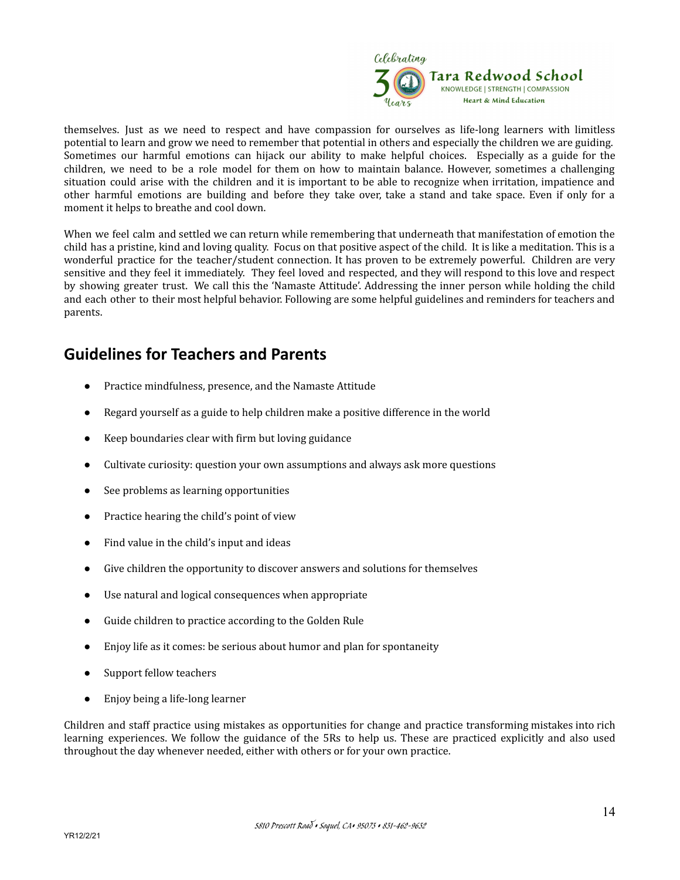themselves. Just as we need to respect and have compassion for ourselves as life-long learners with limitless potential to learn and grow we need to remember that potential in others and especially the children we are guiding. Sometimes our harmful emotions can hijack our ability to make helpful choices. Especially as a guide for the children, we need to be a role model for them on how to maintain balance. However, sometimes a challenging situation could arise with the children and it is important to be able to recognize when irritation, impatience and other harmful emotions are building and before they take over, take a stand and take space. Even if only for a moment it helps to breathe and cool down.

When we feel calm and settled we can return while remembering that underneath that manifestation of emotion the child has a pristine, kind and loving quality. Focus on that positive aspect of the child. It is like a meditation. This is a wonderful practice for the teacher/student connection. It has proven to be extremely powerful. Children are very sensitive and they feel it immediately. They feel loved and respected, and they will respond to this love and respect by showing greater trust. We call this the 'Namaste Attitude'. Addressing the inner person while holding the child and each other to their most helpful behavior. Following are some helpful guidelines and reminders for teachers and parents.

## Guidelines for Teachers and Parents

- Practice mindfulness, presence, and the Namaste Attitude
- Regard yourself as a guide to help children make a positive difference in the world
- Keep boundaries clear with firm but loving guidance
- Cultivate curiosity: question your own assumptions and always ask more questions
- See problems as learning opportunities
- Practice hearing the child's point of view
- Find value in the child's input and ideas
- Give children the opportunity to discover answers and solutions for themselves
- Use natural and logical consequences when appropriate
- Guide children to practice according to the Golden Rule
- Enjoy life as it comes: be serious about humor and plan for spontaneity
- Support fellow teachers
- Enjoy being a life-long learner

Children and staff practice using mistakes as opportunities for change and practice transforming mistakes into rich learning experiences. We follow the guidance of the 5Rs to help us. These are practiced explicitly and also used throughout the day whenever needed, either with others or for your own practice.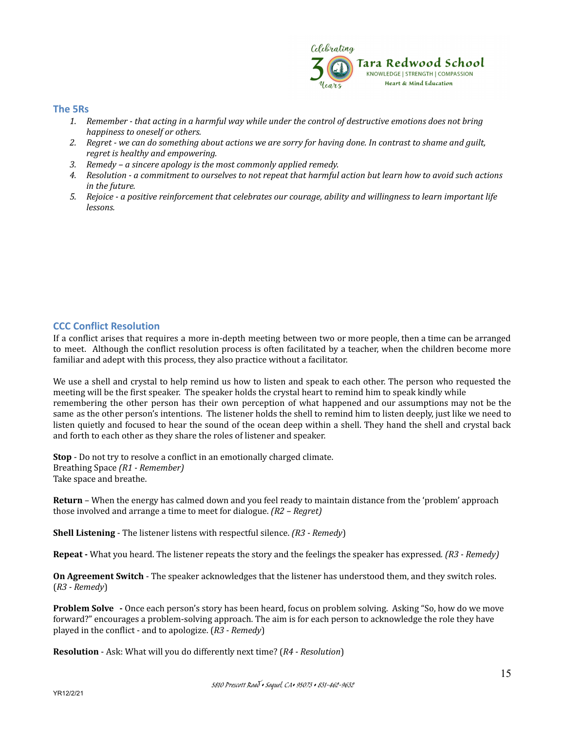## The 5Rs

1. *Remember - that acting in a harmful way while under the control of destructive emotions does not bring happiness to oneself or others.*
2. *Regret - we can do something about actions we are sorry for having done. In contrast to shame and guilt, regret is healthy and empowering.*
3. *Remedy – a sincere apology is the most commonly applied remedy.*
4. *Resolution - a commitment to ourselves to not repeat that harmful action but learn how to avoid such actions in the future.*
5. *Rejoice - a positive reinforcement that celebrates our courage, ability and willingness to learn important life lessons.*

## CCC Conflict Resolution

If a conflict arises that requires a more in-depth meeting between two or more people, then a time can be arranged to meet. Although the conflict resolution process is often facilitated by a teacher, when the children become more familiar and adept with this process, they also practice without a facilitator.

We use a shell and crystal to help remind us how to listen and speak to each other. The person who requested the meeting will be the first speaker. The speaker holds the crystal heart to remind him to speak kindly while remembering the other person has their own perception of what happened and our assumptions may not be the same as the other person's intentions. The listener holds the shell to remind him to listen deeply, just like we need to listen quietly and focused to hear the sound of the ocean deep within a shell. They hand the shell and crystal back and forth to each other as they share the roles of listener and speaker.

**Stop** - Do not try to resolve a conflict in an emotionally charged climate.
Breathing Space *(R1 - Remember)*
Take space and breathe.

**Return** – When the energy has calmed down and you feel ready to maintain distance from the 'problem' approach those involved and arrange a time to meet for dialogue. *(R2 – Regret)*

**Shell Listening** - The listener listens with respectful silence. (*R3 - Remedy*)

**Repeat -** What you heard. The listener repeats the story and the feelings the speaker has expressed. *(R3 - Remedy)*

**On Agreement Switch** - The speaker acknowledges that the listener has understood them, and they switch roles. (*R3 - Remedy*)

**Problem Solve -** Once each person's story has been heard, focus on problem solving. Asking "So, how do we move forward?" encourages a problem-solving approach. The aim is for each person to acknowledge the role they have played in the conflict - and to apologize. (*R3 - Remedy*)

**Resolution** - Ask: What will you do differently next time? (*R4 - Resolution*)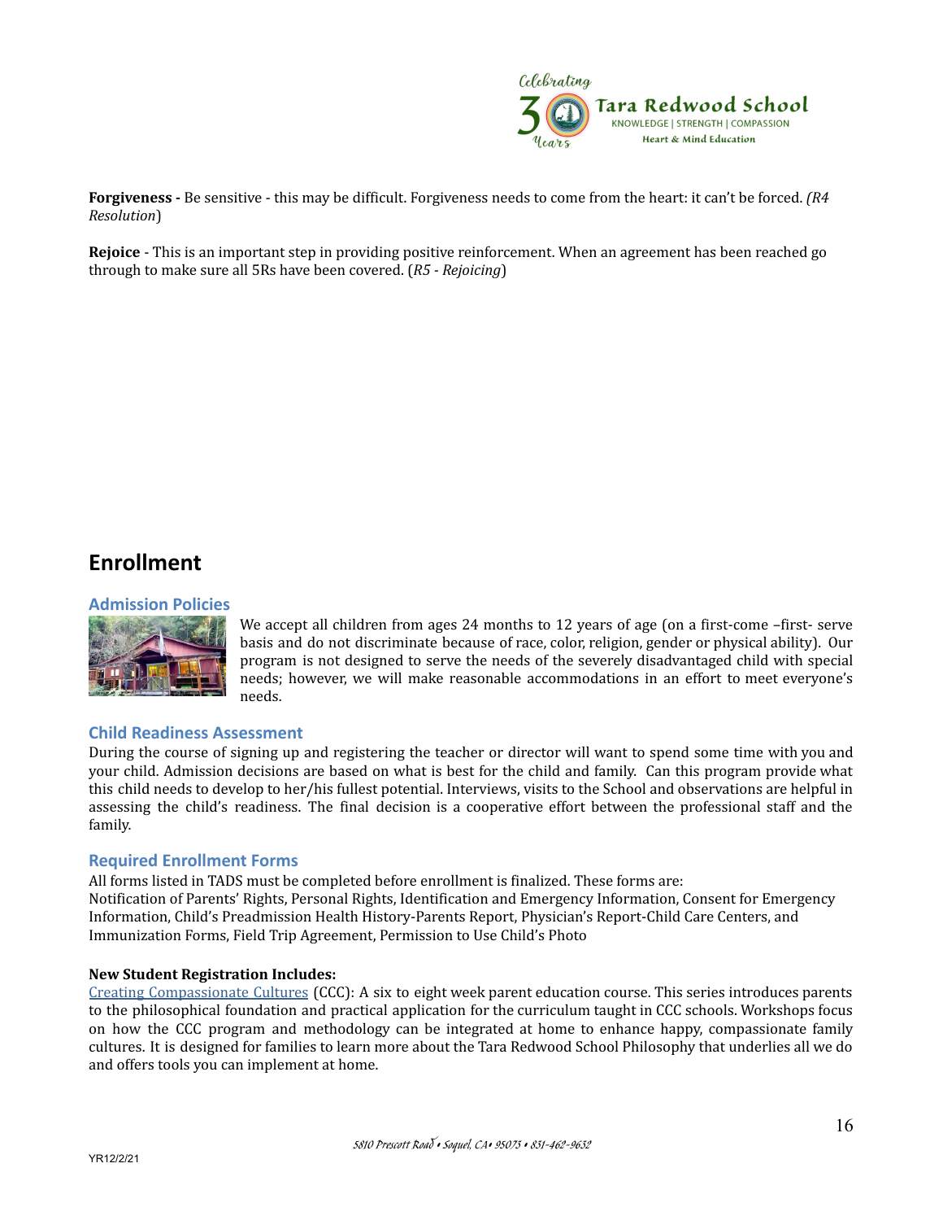**Forgiveness -** Be sensitive - this may be difficult. Forgiveness needs to come from the heart: it can't be forced. *(R4 Resolution*)

**Rejoice** - This is an important step in providing positive reinforcement. When an agreement has been reached go through to make sure all 5Rs have been covered. (*R5 - Rejoicing*)

## Enrollment

### Admission Policies

We accept all children from ages 24 months to 12 years of age (on a first-come –first- serve basis and do not discriminate because of race, color, religion, gender or physical ability). Our program is not designed to serve the needs of the severely disadvantaged child with special needs; however, we will make reasonable accommodations in an effort to meet everyone's needs.

### Child Readiness Assessment

During the course of signing up and registering the teacher or director will want to spend some time with you and your child. Admission decisions are based on what is best for the child and family. Can this program provide what this child needs to develop to her/his fullest potential. Interviews, visits to the School and observations are helpful in assessing the child's readiness. The final decision is a cooperative effort between the professional staff and the family.

### Required Enrollment Forms

All forms listed in TADS must be completed before enrollment is finalized. These forms are:
Notification of Parents' Rights, Personal Rights, Identification and Emergency Information, Consent for Emergency Information, Child's Preadmission Health History-Parents Report, Physician's Report-Child Care Centers, and Immunization Forms, Field Trip Agreement, Permission to Use Child's Photo

**New Student Registration Includes:**
Creating Compassionate Cultures (CCC): A six to eight week parent education course. This series introduces parents to the philosophical foundation and practical application for the curriculum taught in CCC schools. Workshops focus on how the CCC program and methodology can be integrated at home to enhance happy, compassionate family cultures. It is designed for families to learn more about the Tara Redwood School Philosophy that underlies all we do and offers tools you can implement at home.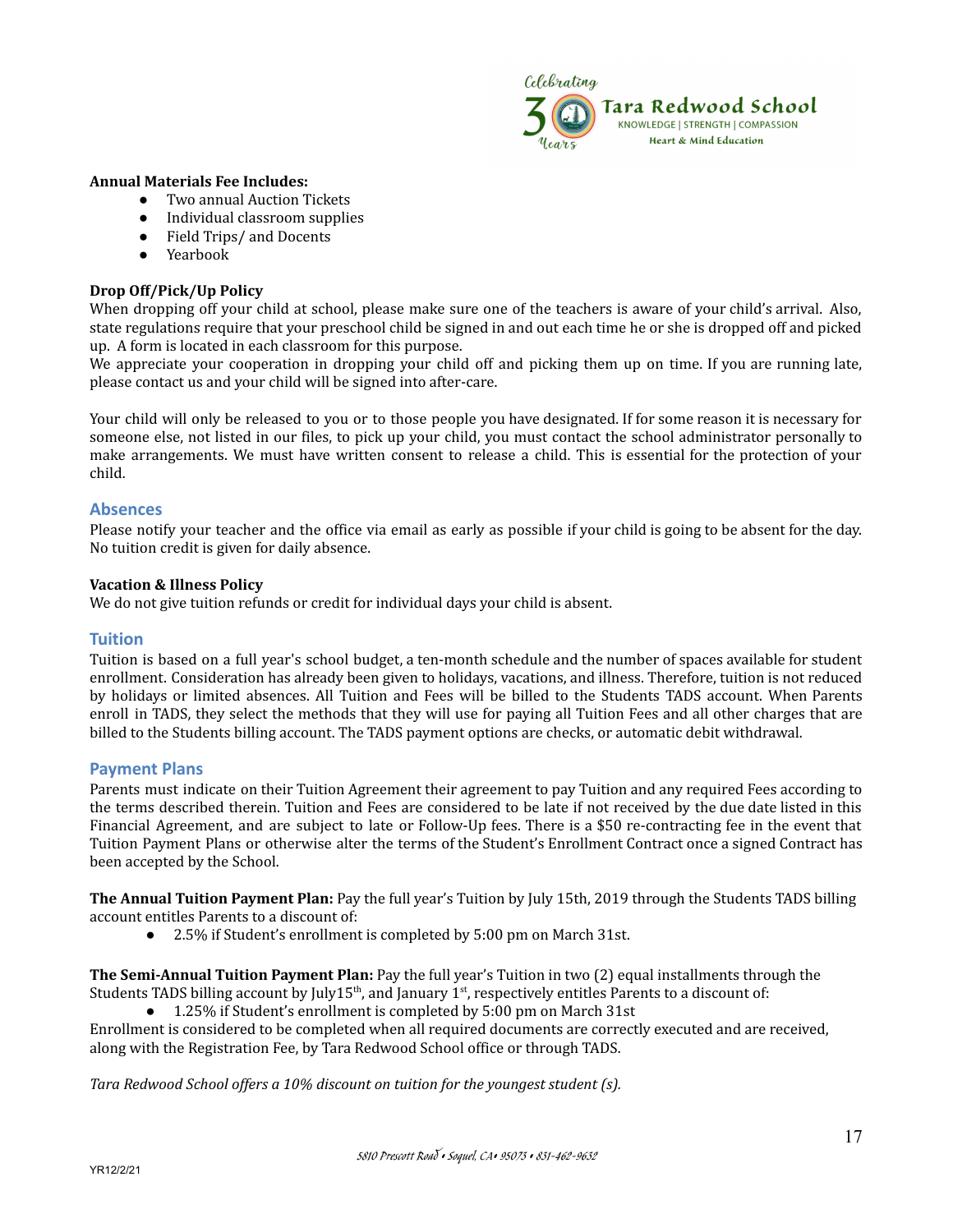**Annual Materials Fee Includes:**

- Two annual Auction Tickets
- Individual classroom supplies
- Field Trips/ and Docents
- Yearbook

**Drop Off/Pick/Up Policy**

When dropping off your child at school, please make sure one of the teachers is aware of your child's arrival. Also, state regulations require that your preschool child be signed in and out each time he or she is dropped off and picked up. A form is located in each classroom for this purpose.

We appreciate your cooperation in dropping your child off and picking them up on time. If you are running late, please contact us and your child will be signed into after-care.

Your child will only be released to you or to those people you have designated. If for some reason it is necessary for someone else, not listed in our files, to pick up your child, you must contact the school administrator personally to make arrangements. We must have written consent to release a child. This is essential for the protection of your child.

## Absences

Please notify your teacher and the office via email as early as possible if your child is going to be absent for the day. No tuition credit is given for daily absence.

**Vacation & Illness Policy**

We do not give tuition refunds or credit for individual days your child is absent.

## Tuition

Tuition is based on a full year's school budget, a ten-month schedule and the number of spaces available for student enrollment. Consideration has already been given to holidays, vacations, and illness. Therefore, tuition is not reduced by holidays or limited absences. All Tuition and Fees will be billed to the Students TADS account. When Parents enroll in TADS, they select the methods that they will use for paying all Tuition Fees and all other charges that are billed to the Students billing account. The TADS payment options are checks, or automatic debit withdrawal.

## Payment Plans

Parents must indicate on their Tuition Agreement their agreement to pay Tuition and any required Fees according to the terms described therein. Tuition and Fees are considered to be late if not received by the due date listed in this Financial Agreement, and are subject to late or Follow-Up fees. There is a $50 re-contracting fee in the event that Tuition Payment Plans or otherwise alter the terms of the Student's Enrollment Contract once a signed Contract has been accepted by the School.

**The Annual Tuition Payment Plan:** Pay the full year's Tuition by July 15th, 2019 through the Students TADS billing account entitles Parents to a discount of:

- 2.5% if Student's enrollment is completed by 5:00 pm on March 31st.

**The Semi-Annual Tuition Payment Plan:** Pay the full year's Tuition in two (2) equal installments through the Students TADS billing account by July15th, and January 1st, respectively entitles Parents to a discount of:

- 1.25% if Student's enrollment is completed by 5:00 pm on March 31st

Enrollment is considered to be completed when all required documents are correctly executed and are received, along with the Registration Fee, by Tara Redwood School office or through TADS.

*Tara Redwood School offers a 10% discount on tuition for the youngest student (s).*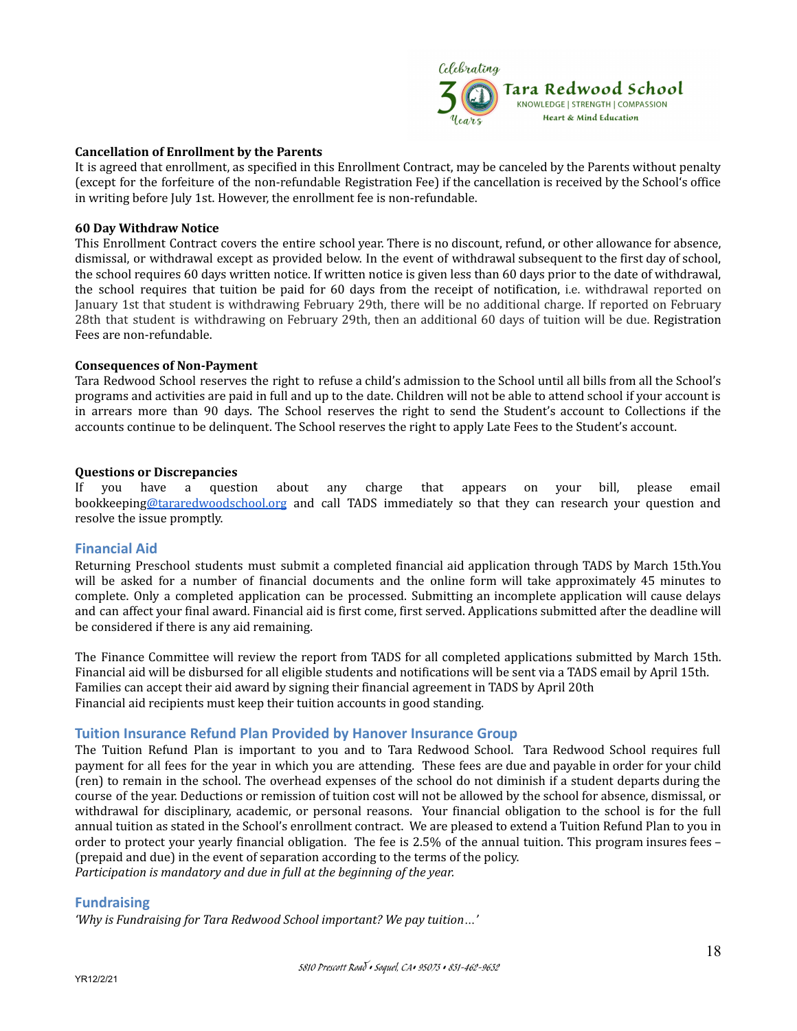**Cancellation of Enrollment by the Parents**

It is agreed that enrollment, as specified in this Enrollment Contract, may be canceled by the Parents without penalty (except for the forfeiture of the non-refundable Registration Fee) if the cancellation is received by the School's office in writing before July 1st. However, the enrollment fee is non-refundable.

**60 Day Withdraw Notice**

This Enrollment Contract covers the entire school year. There is no discount, refund, or other allowance for absence, dismissal, or withdrawal except as provided below. In the event of withdrawal subsequent to the first day of school, the school requires 60 days written notice. If written notice is given less than 60 days prior to the date of withdrawal, the school requires that tuition be paid for 60 days from the receipt of notification, i.e. withdrawal reported on January 1st that student is withdrawing February 29th, there will be no additional charge. If reported on February 28th that student is withdrawing on February 29th, then an additional 60 days of tuition will be due. Registration Fees are non-refundable.

**Consequences of Non-Payment**

Tara Redwood School reserves the right to refuse a child's admission to the School until all bills from all the School's programs and activities are paid in full and up to the date. Children will not be able to attend school if your account is in arrears more than 90 days. The School reserves the right to send the Student's account to Collections if the accounts continue to be delinquent. The School reserves the right to apply Late Fees to the Student's account.

**Questions or Discrepancies**

If you have a question about any charge that appears on your bill, please email bookkeeping@tararedwoodschool.org and call TADS immediately so that they can research your question and resolve the issue promptly.

## Financial Aid

Returning Preschool students must submit a completed financial aid application through TADS by March 15th.You will be asked for a number of financial documents and the online form will take approximately 45 minutes to complete. Only a completed application can be processed. Submitting an incomplete application will cause delays and can affect your final award. Financial aid is first come, first served. Applications submitted after the deadline will be considered if there is any aid remaining.

The Finance Committee will review the report from TADS for all completed applications submitted by March 15th. Financial aid will be disbursed for all eligible students and notifications will be sent via a TADS email by April 15th. Families can accept their aid award by signing their financial agreement in TADS by April 20th
Financial aid recipients must keep their tuition accounts in good standing.

## Tuition Insurance Refund Plan Provided by Hanover Insurance Group

The Tuition Refund Plan is important to you and to Tara Redwood School. Tara Redwood School requires full payment for all fees for the year in which you are attending. These fees are due and payable in order for your child (ren) to remain in the school. The overhead expenses of the school do not diminish if a student departs during the course of the year. Deductions or remission of tuition cost will not be allowed by the school for absence, dismissal, or withdrawal for disciplinary, academic, or personal reasons. Your financial obligation to the school is for the full annual tuition as stated in the School's enrollment contract. We are pleased to extend a Tuition Refund Plan to you in order to protect your yearly financial obligation. The fee is 2.5% of the annual tuition. This program insures fees – (prepaid and due) in the event of separation according to the terms of the policy.
*Participation is mandatory and due in full at the beginning of the year.*

## Fundraising

*'Why is Fundraising for Tara Redwood School important? We pay tuition…'*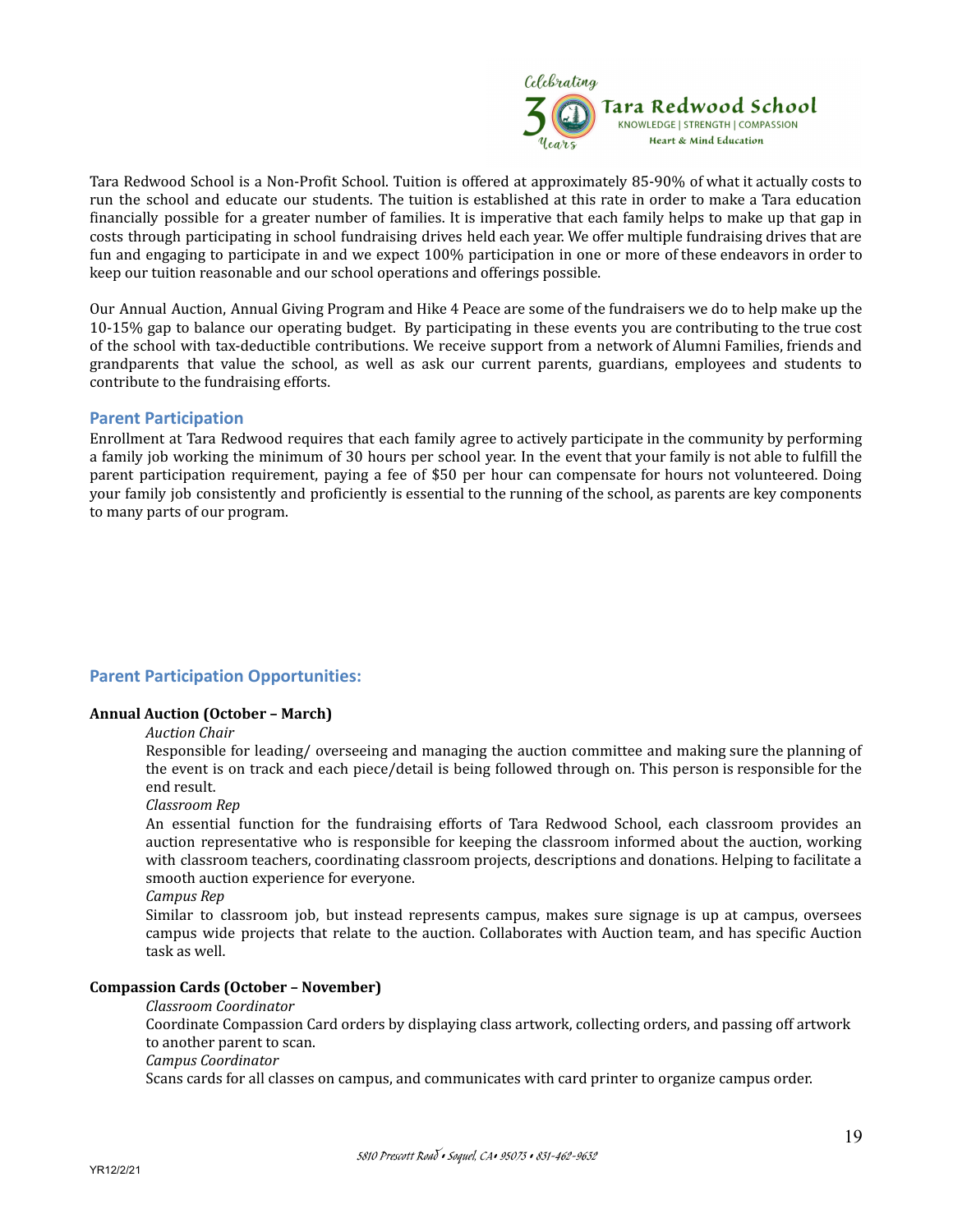Tara Redwood School is a Non-Profit School. Tuition is offered at approximately 85-90% of what it actually costs to run the school and educate our students. The tuition is established at this rate in order to make a Tara education financially possible for a greater number of families. It is imperative that each family helps to make up that gap in costs through participating in school fundraising drives held each year. We offer multiple fundraising drives that are fun and engaging to participate in and we expect 100% participation in one or more of these endeavors in order to keep our tuition reasonable and our school operations and offerings possible.

Our Annual Auction, Annual Giving Program and Hike 4 Peace are some of the fundraisers we do to help make up the 10-15% gap to balance our operating budget. By participating in these events you are contributing to the true cost of the school with tax-deductible contributions. We receive support from a network of Alumni Families, friends and grandparents that value the school, as well as ask our current parents, guardians, employees and students to contribute to the fundraising efforts.

## Parent Participation

Enrollment at Tara Redwood requires that each family agree to actively participate in the community by performing a family job working the minimum of 30 hours per school year. In the event that your family is not able to fulfill the parent participation requirement, paying a fee of $50 per hour can compensate for hours not volunteered. Doing your family job consistently and proficiently is essential to the running of the school, as parents are key components to many parts of our program.

## Parent Participation Opportunities:

**Annual Auction (October – March)**

*Auction Chair*

Responsible for leading/ overseeing and managing the auction committee and making sure the planning of the event is on track and each piece/detail is being followed through on. This person is responsible for the end result.

*Classroom Rep*

An essential function for the fundraising efforts of Tara Redwood School, each classroom provides an auction representative who is responsible for keeping the classroom informed about the auction, working with classroom teachers, coordinating classroom projects, descriptions and donations. Helping to facilitate a smooth auction experience for everyone.

*Campus Rep*

Similar to classroom job, but instead represents campus, makes sure signage is up at campus, oversees campus wide projects that relate to the auction. Collaborates with Auction team, and has specific Auction task as well.

**Compassion Cards (October – November)**

*Classroom Coordinator*

Coordinate Compassion Card orders by displaying class artwork, collecting orders, and passing off artwork to another parent to scan.

*Campus Coordinator*

Scans cards for all classes on campus, and communicates with card printer to organize campus order.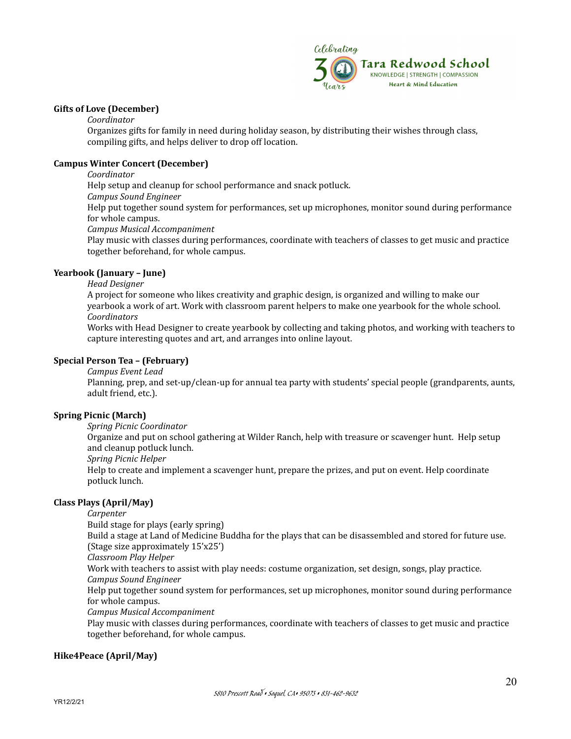**Gifts of Love (December)**

*Coordinator*

Organizes gifts for family in need during holiday season, by distributing their wishes through class, compiling gifts, and helps deliver to drop off location.

**Campus Winter Concert (December)**

*Coordinator*

Help setup and cleanup for school performance and snack potluck.

*Campus Sound Engineer*

Help put together sound system for performances, set up microphones, monitor sound during performance for whole campus.

*Campus Musical Accompaniment*

Play music with classes during performances, coordinate with teachers of classes to get music and practice together beforehand, for whole campus.

**Yearbook (January – June)**

*Head Designer*

A project for someone who likes creativity and graphic design, is organized and willing to make our yearbook a work of art. Work with classroom parent helpers to make one yearbook for the whole school.

*Coordinators*

Works with Head Designer to create yearbook by collecting and taking photos, and working with teachers to capture interesting quotes and art, and arranges into online layout.

**Special Person Tea – (February)**

*Campus Event Lead*

Planning, prep, and set-up/clean-up for annual tea party with students' special people (grandparents, aunts, adult friend, etc.).

**Spring Picnic (March)**

*Spring Picnic Coordinator*

Organize and put on school gathering at Wilder Ranch, help with treasure or scavenger hunt. Help setup and cleanup potluck lunch.

*Spring Picnic Helper*

Help to create and implement a scavenger hunt, prepare the prizes, and put on event. Help coordinate potluck lunch.

**Class Plays (April/May)**

*Carpenter*

Build stage for plays (early spring)

Build a stage at Land of Medicine Buddha for the plays that can be disassembled and stored for future use. (Stage size approximately 15'x25')

*Classroom Play Helper*

Work with teachers to assist with play needs: costume organization, set design, songs, play practice.

*Campus Sound Engineer*

Help put together sound system for performances, set up microphones, monitor sound during performance for whole campus.

*Campus Musical Accompaniment*

Play music with classes during performances, coordinate with teachers of classes to get music and practice together beforehand, for whole campus.

**Hike4Peace (April/May)**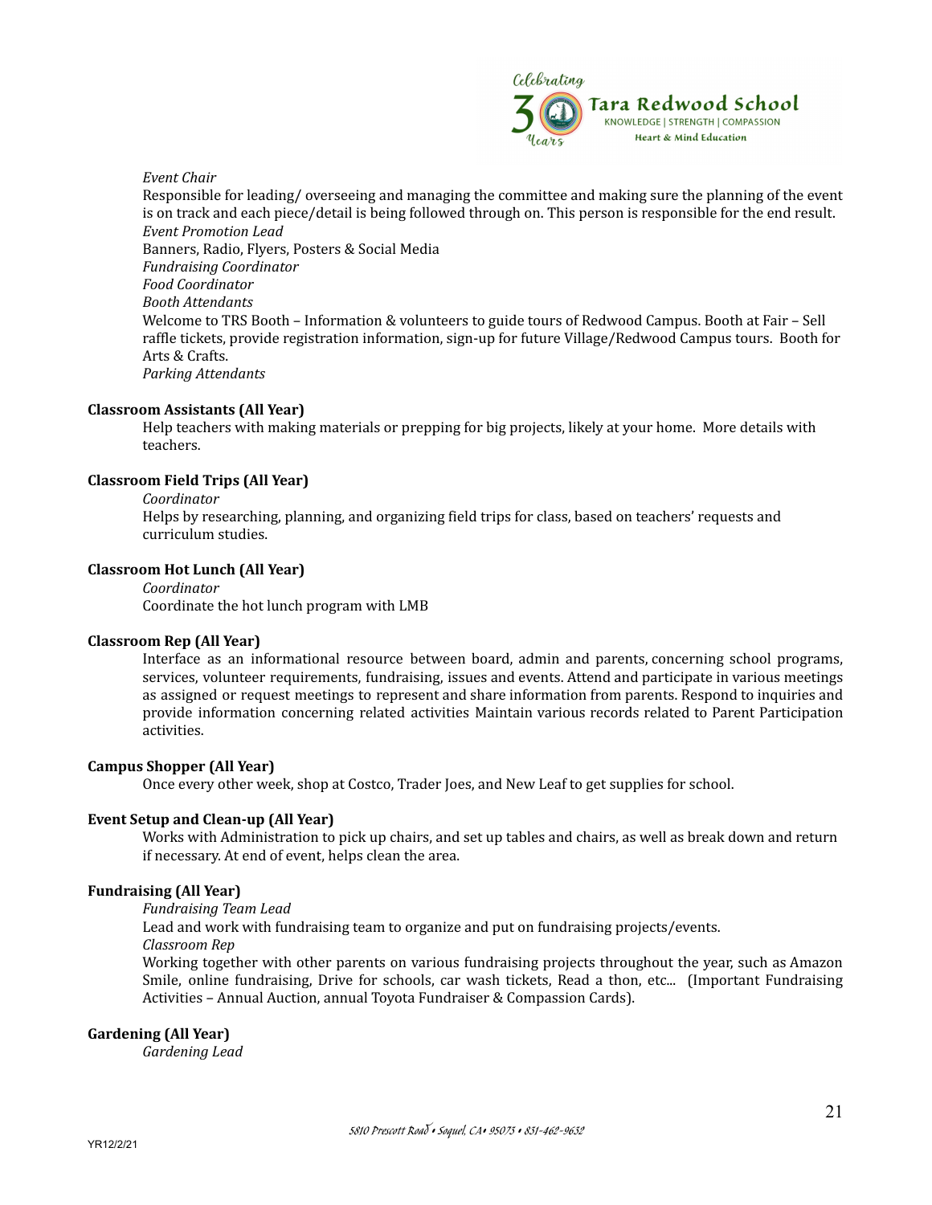*Event Chair*

Responsible for leading/ overseeing and managing the committee and making sure the planning of the event is on track and each piece/detail is being followed through on. This person is responsible for the end result.

*Event Promotion Lead*

Banners, Radio, Flyers, Posters & Social Media

*Fundraising Coordinator*

*Food Coordinator*

*Booth Attendants*

Welcome to TRS Booth – Information & volunteers to guide tours of Redwood Campus. Booth at Fair – Sell raffle tickets, provide registration information, sign-up for future Village/Redwood Campus tours. Booth for Arts & Crafts.

*Parking Attendants*

**Classroom Assistants (All Year)**

Help teachers with making materials or prepping for big projects, likely at your home. More details with teachers.

**Classroom Field Trips (All Year)**

*Coordinator*

Helps by researching, planning, and organizing field trips for class, based on teachers' requests and curriculum studies.

**Classroom Hot Lunch (All Year)**

*Coordinator*

Coordinate the hot lunch program with LMB

**Classroom Rep (All Year)**

Interface as an informational resource between board, admin and parents, concerning school programs, services, volunteer requirements, fundraising, issues and events. Attend and participate in various meetings as assigned or request meetings to represent and share information from parents. Respond to inquiries and provide information concerning related activities Maintain various records related to Parent Participation activities.

**Campus Shopper (All Year)**

Once every other week, shop at Costco, Trader Joes, and New Leaf to get supplies for school.

**Event Setup and Clean-up (All Year)**

Works with Administration to pick up chairs, and set up tables and chairs, as well as break down and return if necessary. At end of event, helps clean the area.

**Fundraising (All Year)**

*Fundraising Team Lead*

Lead and work with fundraising team to organize and put on fundraising projects/events.

*Classroom Rep*

Working together with other parents on various fundraising projects throughout the year, such as Amazon Smile, online fundraising, Drive for schools, car wash tickets, Read a thon, etc... (Important Fundraising Activities – Annual Auction, annual Toyota Fundraiser & Compassion Cards).

**Gardening (All Year)**

*Gardening Lead*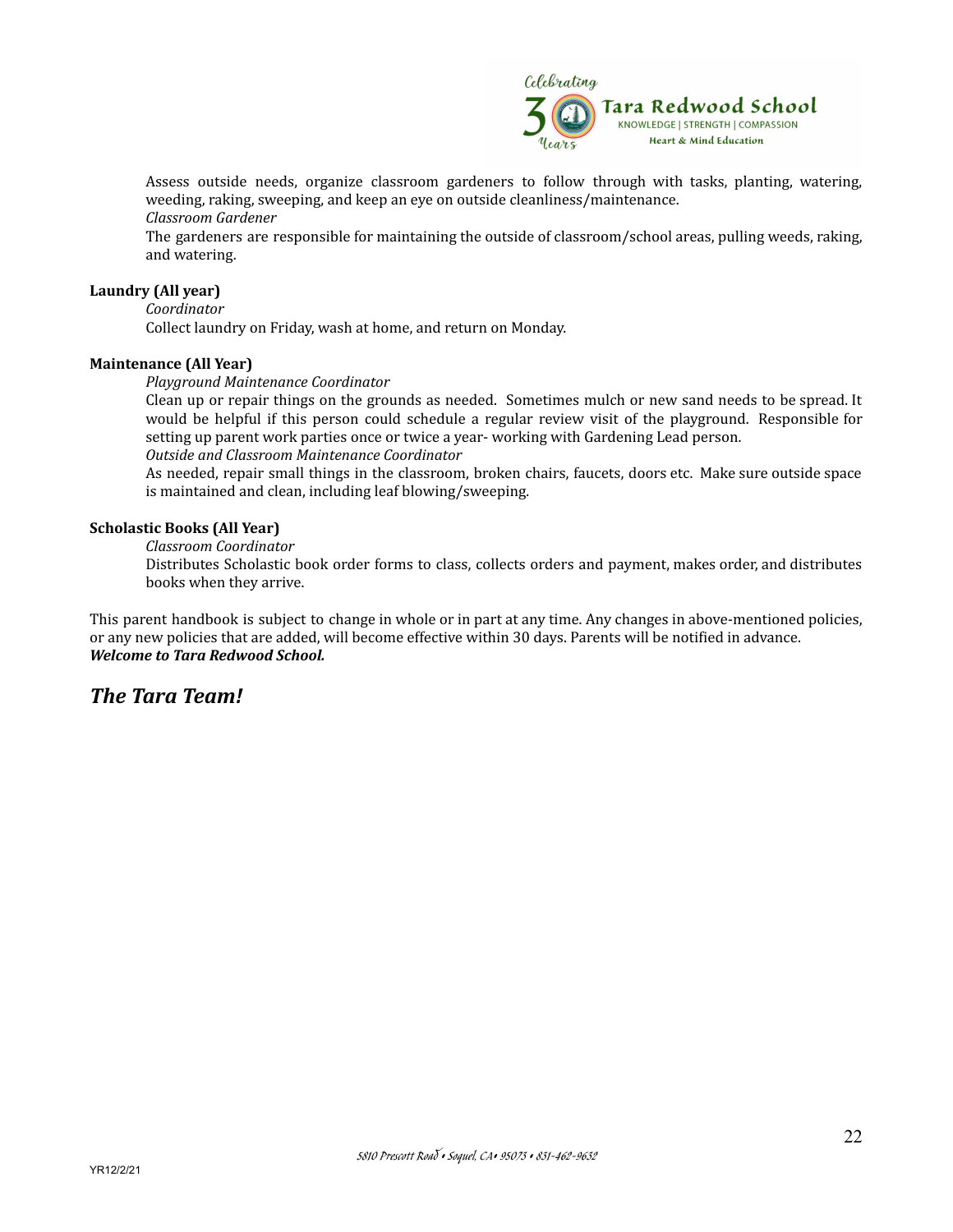Assess outside needs, organize classroom gardeners to follow through with tasks, planting, watering, weeding, raking, sweeping, and keep an eye on outside cleanliness/maintenance.

*Classroom Gardener*

The gardeners are responsible for maintaining the outside of classroom/school areas, pulling weeds, raking, and watering.

**Laundry (All year)**

*Coordinator*

Collect laundry on Friday, wash at home, and return on Monday.

**Maintenance (All Year)**

*Playground Maintenance Coordinator*

Clean up or repair things on the grounds as needed. Sometimes mulch or new sand needs to be spread. It would be helpful if this person could schedule a regular review visit of the playground. Responsible for setting up parent work parties once or twice a year- working with Gardening Lead person.

*Outside and Classroom Maintenance Coordinator*

As needed, repair small things in the classroom, broken chairs, faucets, doors etc. Make sure outside space is maintained and clean, including leaf blowing/sweeping.

**Scholastic Books (All Year)**

*Classroom Coordinator*

Distributes Scholastic book order forms to class, collects orders and payment, makes order, and distributes books when they arrive.

This parent handbook is subject to change in whole or in part at any time. Any changes in above-mentioned policies, or any new policies that are added, will become effective within 30 days. Parents will be notified in advance.

***Welcome to Tara Redwood School.***

## ***The Tara Team!***